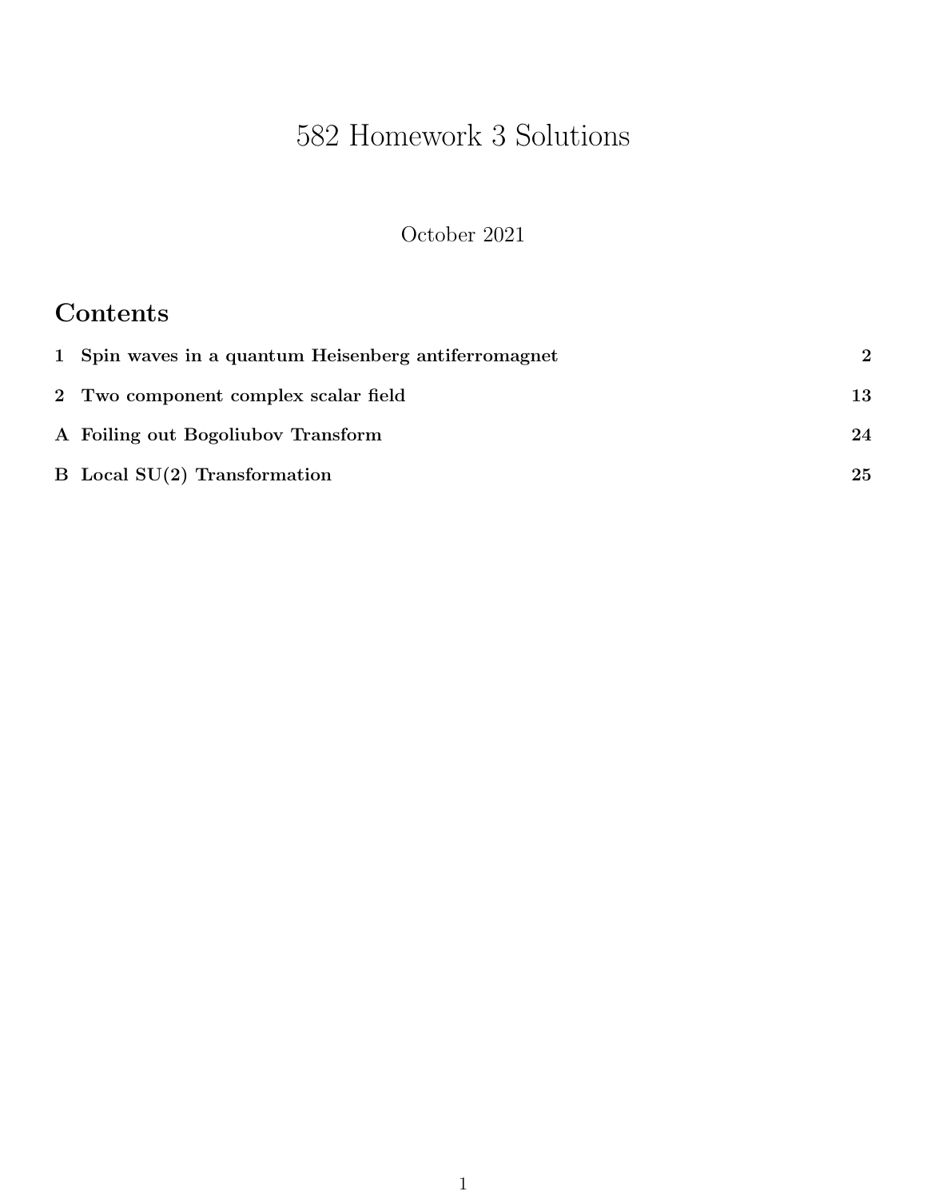# 582 Homework 3 Solutions

October 2021

## Contents

| | | |
|---|---|---|
| **1** | **Spin waves in a quantum Heisenberg antiferromagnet** | **2** |
| **2** | **Two component complex scalar field** | **13** |
| **A** | **Foiling out Bogoliubov Transform** | **24** |
| **B** | **Local SU(2) Transformation** | **25** |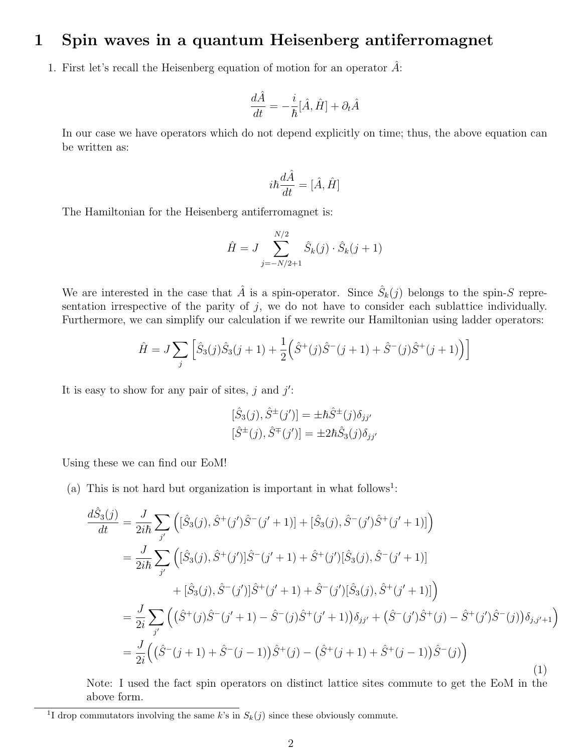# 1 Spin waves in a quantum Heisenberg antiferromagnet

1. First let's recall the Heisenberg equation of motion for an operator $\hat{A}$:

$$\frac{d\hat{A}}{dt} = -\frac{i}{\hbar}[\hat{A}, \hat{H}] + \partial_t \hat{A}$$

In our case we have operators which do not depend explicitly on time; thus, the above equation can be written as:

$$i\hbar \frac{d\hat{A}}{dt} = [\hat{A}, \hat{H}]$$

The Hamiltonian for the Heisenberg antiferromagnet is:

$$\hat{H} = J \sum_{j=-N/2+1}^{N/2} \hat{S}_k(j) \cdot \hat{S}_k(j+1)$$

We are interested in the case that $\hat{A}$ is a spin-operator. Since $\hat{S}_k(j)$ belongs to the spin-$S$ representation irrespective of the parity of $j$, we do not have to consider each sublattice individually. Furthermore, we can simplify our calculation if we rewrite our Hamiltonian using ladder operators:

$$\hat{H} = J \sum_j \Big[ \hat{S}_3(j)\hat{S}_3(j+1) + \frac{1}{2}\Big(\hat{S}^+(j)\hat{S}^-(j+1) + \hat{S}^-(j)\hat{S}^+(j+1)\Big)\Big]$$

It is easy to show for any pair of sites, $j$ and $j'$:

$$[\hat{S}_3(j), \hat{S}^{\pm}(j')] = \pm\hbar \hat{S}^{\pm}(j)\delta_{jj'}$$
$$[\hat{S}^{\pm}(j), \hat{S}^{\mp}(j')] = \pm 2\hbar \hat{S}_3(j)\delta_{jj'}$$

Using these we can find our EoM!

(a) This is not hard but organization is important in what follows[1]:

$$\begin{aligned}
\frac{d\hat{S}_3(j)}{dt} &= \frac{J}{2i\hbar}\sum_{j'} \Big( [\hat{S}_3(j), \hat{S}^+(j')\hat{S}^-(j'+1)] + [\hat{S}_3(j), \hat{S}^-(j')\hat{S}^+(j'+1)] \Big) \\
&= \frac{J}{2i\hbar}\sum_{j'} \Big( [\hat{S}_3(j), \hat{S}^+(j')]\hat{S}^-(j'+1) + \hat{S}^+(j')[\hat{S}_3(j), \hat{S}^-(j'+1)] \\
&\qquad + [\hat{S}_3(j), \hat{S}^-(j')]\hat{S}^+(j'+1) + \hat{S}^-(j')[\hat{S}_3(j), \hat{S}^+(j'+1)] \Big) \\
&= \frac{J}{2i}\sum_{j'} \Big( \big(\hat{S}^+(j)\hat{S}^-(j'+1) - \hat{S}^-(j)\hat{S}^+(j'+1)\big)\delta_{jj'} + \big(\hat{S}^-(j')\hat{S}^+(j) - \hat{S}^+(j')\hat{S}^-(j)\big)\delta_{j,j'+1} \Big) \\
&= \frac{J}{2i}\Big( \big(\hat{S}^-(j+1) + \hat{S}^-(j-1)\big)\hat{S}^+(j) - \big(\hat{S}^+(j+1) + \hat{S}^+(j-1)\big)\hat{S}^-(j) \Big)
\end{aligned} \tag{1}$$

Note: I used the fact spin operators on distinct lattice sites commute to get the EoM in the above form.

[1] I drop commutators involving the same $k$'s in $S_k(j)$ since these obviously commute.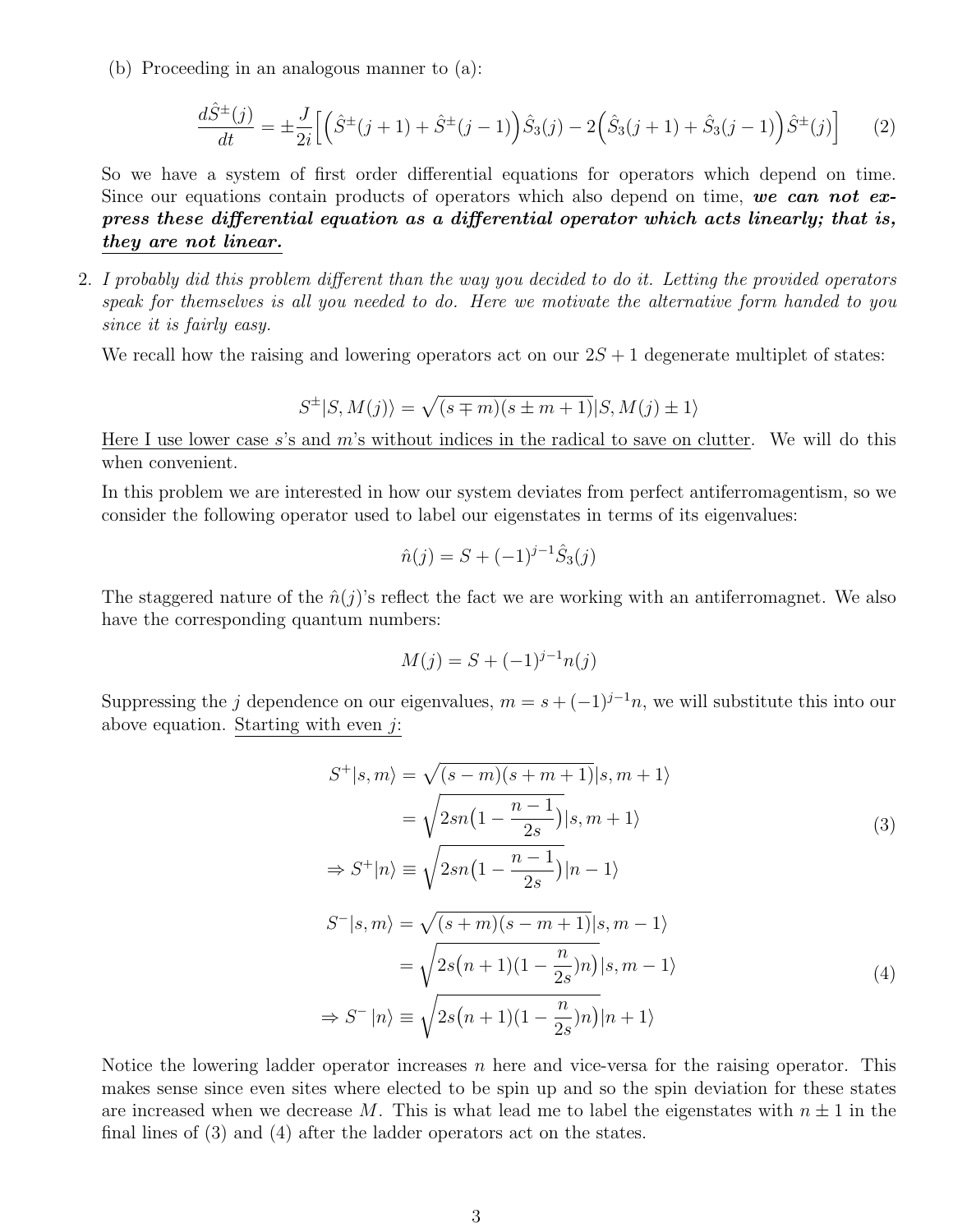(b) Proceeding in an analogous manner to (a):

$$\frac{d\hat{S}^{\pm}(j)}{dt} = \pm\frac{J}{2i}\Big[\Big(\hat{S}^{\pm}(j+1) + \hat{S}^{\pm}(j-1)\Big)\hat{S}_3(j) - 2\Big(\hat{S}_3(j+1) + \hat{S}_3(j-1)\Big)\hat{S}^{\pm}(j)\Big] \tag{2}$$

So we have a system of first order differential equations for operators which depend on time. Since our equations contain products of operators which also depend on time, ***we can not express these differential equation as a differential operator which acts linearly; that is, they are not linear.***

2. *I probably did this problem different than the way you decided to do it. Letting the provided operators speak for themselves is all you needed to do. Here we motivate the alternative form handed to you since it is fairly easy.*

We recall how the raising and lowering operators act on our $2S+1$ degenerate multiplet of states:

$$S^{\pm}|S, M(j)\rangle = \sqrt{(s \mp m)(s \pm m + 1)}|S, M(j) \pm 1\rangle$$

Here I use lower case $s$'s and $m$'s without indices in the radical to save on clutter. We will do this when convenient.

In this problem we are interested in how our system deviates from perfect antiferromagentism, so we consider the following operator used to label our eigenstates in terms of its eigenvalues:

$$\hat{n}(j) = S + (-1)^{j-1}\hat{S}_3(j)$$

The staggered nature of the $\hat{n}(j)$'s reflect the fact we are working with an antiferromagnet. We also have the corresponding quantum numbers:

$$M(j) = S + (-1)^{j-1}n(j)$$

Suppressing the $j$ dependence on our eigenvalues, $m = s + (-1)^{j-1}n$, we will substitute this into our above equation. Starting with even $j$:

$$\begin{aligned}
S^{+}|s, m\rangle &= \sqrt{(s-m)(s+m+1)}|s, m+1\rangle \\
&= \sqrt{2sn\big(1 - \frac{n-1}{2s}\big)}|s, m+1\rangle \\
\Rightarrow S^{+}|n\rangle &\equiv \sqrt{2sn\big(1 - \frac{n-1}{2s}\big)}|n-1\rangle
\end{aligned} \tag{3}$$

$$\begin{aligned}
S^{-}|s, m\rangle &= \sqrt{(s+m)(s-m+1)}|s, m-1\rangle \\
&= \sqrt{2s\big(n+1)(1 - \frac{n}{2s}\big)n\big)}|s, m-1\rangle \\
\Rightarrow S^{-}|n\rangle &\equiv \sqrt{2s\big(n+1)(1 - \frac{n}{2s}\big)n\big)}|n+1\rangle
\end{aligned} \tag{4}$$

Notice the lowering ladder operator increases $n$ here and vice-versa for the raising operator. This makes sense since even sites where elected to be spin up and so the spin deviation for these states are increased when we decrease $M$. This is what lead me to label the eigenstates with $n \pm 1$ in the final lines of (3) and (4) after the ladder operators act on the states.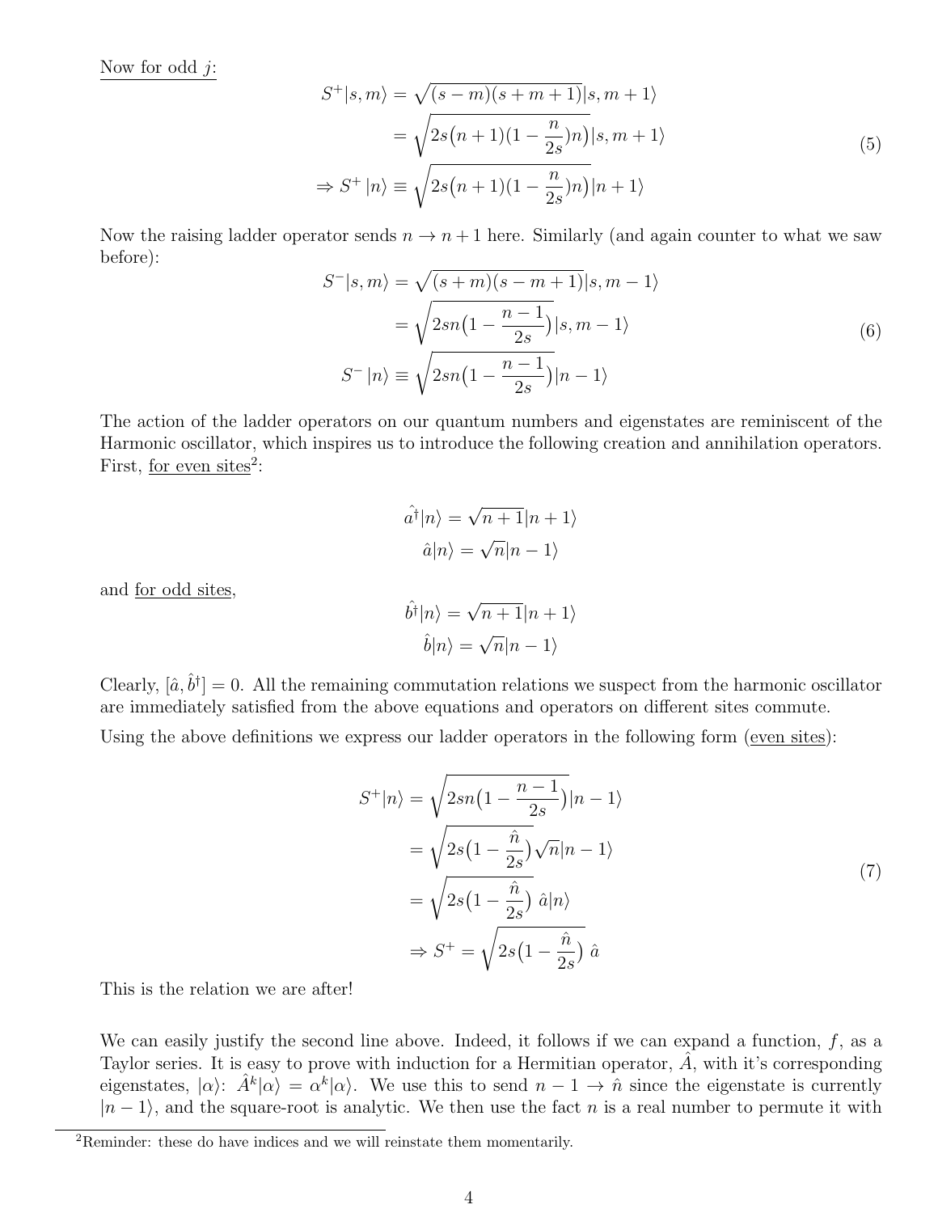<u>Now for odd $j$:</u>

$$
\begin{aligned}
S^+|s,m\rangle &= \sqrt{(s-m)(s+m+1)}|s,m+1\rangle \\
&= \sqrt{2s\big(n+1)(1-\frac{n}{2s})n\big)}|s,m+1\rangle \\
\Rightarrow S^+|n\rangle &\equiv \sqrt{2s\big(n+1)(1-\frac{n}{2s})n\big)}|n+1\rangle
\end{aligned}
\tag{5}
$$

Now the raising ladder operator sends $n \to n+1$ here. Similarly (and again counter to what we saw before):

$$
\begin{aligned}
S^-|s,m\rangle &= \sqrt{(s+m)(s-m+1)}|s,m-1\rangle \\
&= \sqrt{2sn\big(1-\frac{n-1}{2s}\big)}|s,m-1\rangle \\
S^-|n\rangle &\equiv \sqrt{2sn\big(1-\frac{n-1}{2s}\big)}|n-1\rangle
\end{aligned}
\tag{6}
$$

The action of the ladder operators on our quantum numbers and eigenstates are reminiscent of the Harmonic oscillator, which inspires us to introduce the following creation and annihilation operators. First, <u>for even sites</u>[2]:

$$
\begin{aligned}
\hat{a}^\dagger|n\rangle &= \sqrt{n+1}|n+1\rangle \\
\hat{a}|n\rangle &= \sqrt{n}|n-1\rangle
\end{aligned}
$$

and <u>for odd sites</u>,

$$
\begin{aligned}
\hat{b}^\dagger|n\rangle &= \sqrt{n+1}|n+1\rangle \\
\hat{b}|n\rangle &= \sqrt{n}|n-1\rangle
\end{aligned}
$$

Clearly, $[\hat{a}, \hat{b}^\dagger] = 0$. All the remaining commutation relations we suspect from the harmonic oscillator are immediately satisfied from the above equations and operators on different sites commute.

Using the above definitions we express our ladder operators in the following form (<u>even sites</u>):

$$
\begin{aligned}
S^+|n\rangle &= \sqrt{2sn\big(1-\frac{n-1}{2s}\big)}|n-1\rangle \\
&= \sqrt{2s\big(1-\frac{\hat{n}}{2s}\big)}\sqrt{n}|n-1\rangle \\
&= \sqrt{2s\big(1-\frac{\hat{n}}{2s}\big)}\;\hat{a}|n\rangle \\
\Rightarrow S^+ &= \sqrt{2s\big(1-\frac{\hat{n}}{2s}\big)}\;\hat{a}
\end{aligned}
\tag{7}
$$

This is the relation we are after!

We can easily justify the second line above. Indeed, it follows if we can expand a function, $f$, as a Taylor series. It is easy to prove with induction for a Hermitian operator, $\hat{A}$, with it's corresponding eigenstates, $|\alpha\rangle$: $\hat{A}^k|\alpha\rangle = \alpha^k|\alpha\rangle$. We use this to send $n-1 \to \hat{n}$ since the eigenstate is currently $|n-1\rangle$, and the square-root is analytic. We then use the fact $n$ is a real number to permute it with

---

[2] Reminder: these do have indices and we will reinstate them momentarily.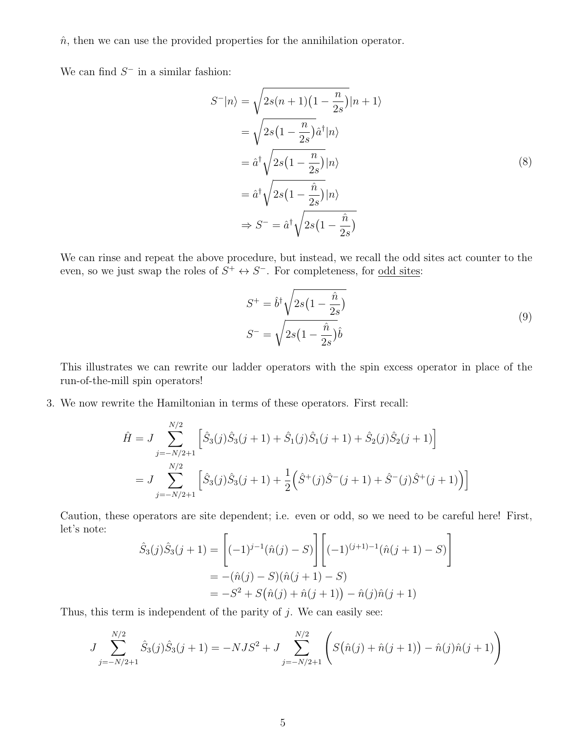$\hat{n}$, then we can use the provided properties for the annihilation operator.

We can find $S^-$ in a similar fashion:

$$
\begin{aligned}
S^-|n\rangle &= \sqrt{2s(n+1)\big(1-\frac{n}{2s}\big)}|n+1\rangle \\
&= \sqrt{2s\big(1-\frac{n}{2s}\big)}\hat{a}^\dagger|n\rangle \\
&= \hat{a}^\dagger\sqrt{2s\big(1-\frac{n}{2s}\big)}|n\rangle \\
&= \hat{a}^\dagger\sqrt{2s\big(1-\frac{\hat{n}}{2s}\big)}|n\rangle \\
&\Rightarrow S^- = \hat{a}^\dagger\sqrt{2s\big(1-\frac{\hat{n}}{2s}\big)}
\end{aligned}
\tag{8}
$$

We can rinse and repeat the above procedure, but instead, we recall the odd sites act counter to the even, so we just swap the roles of $S^+ \leftrightarrow S^-$. For completeness, for <u>odd sites</u>:

$$
\begin{aligned}
S^+ &= \hat{b}^\dagger\sqrt{2s\big(1-\frac{\hat{n}}{2s}\big)} \\
S^- &= \sqrt{2s\big(1-\frac{\hat{n}}{2s}\big)}\hat{b}
\end{aligned}
\tag{9}
$$

This illustrates we can rewrite our ladder operators with the spin excess operator in place of the run-of-the-mill spin operators!

3. We now rewrite the Hamiltonian in terms of these operators. First recall:

$$
\begin{aligned}
\hat{H} &= J\sum_{j=-N/2+1}^{N/2}\Big[\hat{S}_3(j)\hat{S}_3(j+1) + \hat{S}_1(j)\hat{S}_1(j+1) + \hat{S}_2(j)\hat{S}_2(j+1)\Big] \\
&= J\sum_{j=-N/2+1}^{N/2}\Big[\hat{S}_3(j)\hat{S}_3(j+1) + \frac{1}{2}\Big(\hat{S}^+(j)\hat{S}^-(j+1) + \hat{S}^-(j)\hat{S}^+(j+1)\Big)\Big]
\end{aligned}
$$

Caution, these operators are site dependent; i.e. even or odd, so we need to be careful here! First, let's note:

$$
\begin{aligned}
\hat{S}_3(j)\hat{S}_3(j+1) &= \Big[(-1)^{j-1}(\hat{n}(j)-S)\Big]\Big[(-1)^{(j+1)-1}(\hat{n}(j+1)-S)\Big] \\
&= -(\hat{n}(j)-S)(\hat{n}(j+1)-S) \\
&= -S^2 + S\big(\hat{n}(j)+\hat{n}(j+1)\big) - \hat{n}(j)\hat{n}(j+1)
\end{aligned}
$$

Thus, this term is independent of the parity of $j$. We can easily see:

$$
J\sum_{j=-N/2+1}^{N/2}\hat{S}_3(j)\hat{S}_3(j+1) = -NJS^2 + J\sum_{j=-N/2+1}^{N/2}\bigg(S\big(\hat{n}(j)+\hat{n}(j+1)\big) - \hat{n}(j)\hat{n}(j+1)\bigg)
$$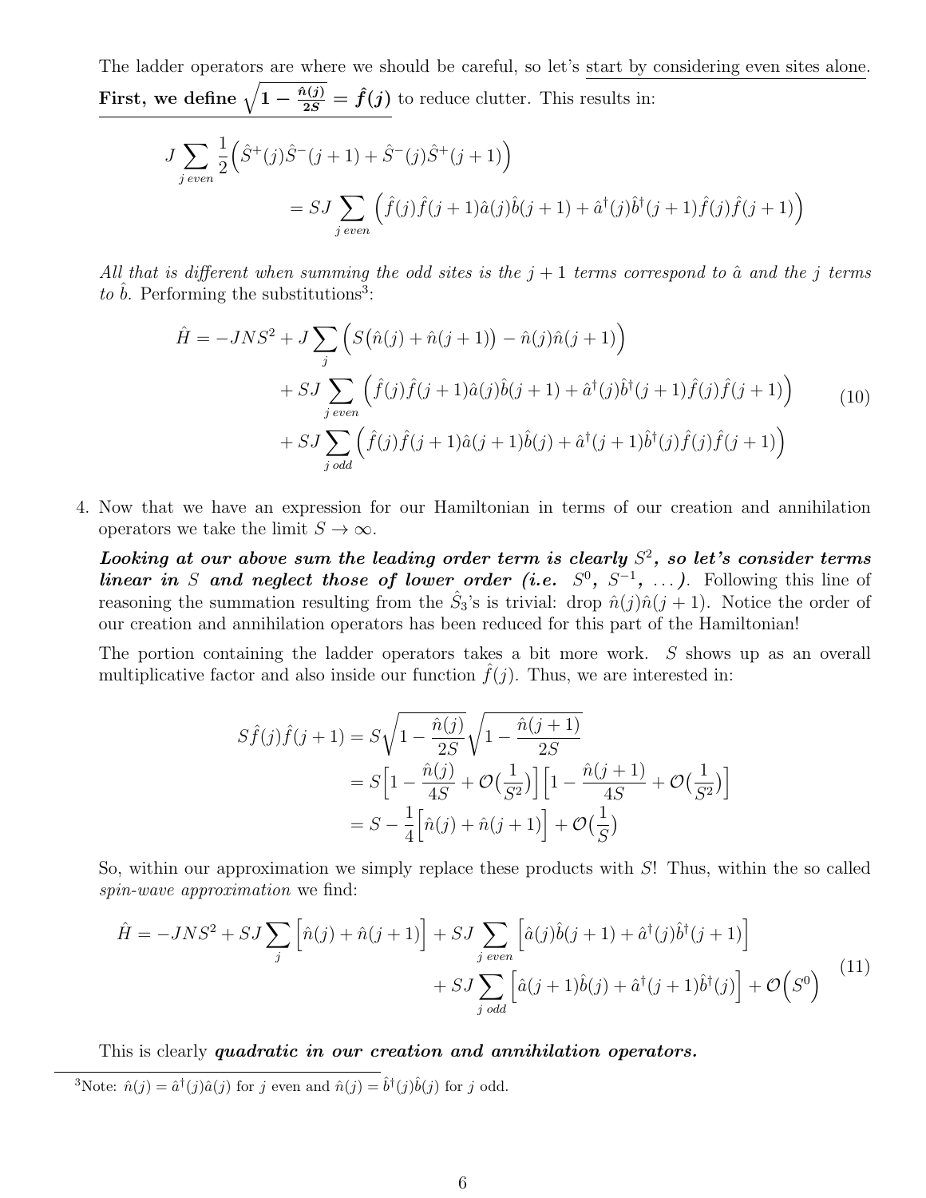The ladder operators are where we should be careful, so let's start by considering even sites alone. **First, we define $\sqrt{1-\frac{\hat{n}(j)}{2S}} = \hat{f}(j)$** to reduce clutter. This results in:

$$
\begin{aligned}
J \sum_{j\ even} \frac{1}{2}\Big(\hat{S}^{+}(j)\hat{S}^{-}(j+1) + \hat{S}^{-}(j)\hat{S}^{+}(j+1)\Big) \\
= SJ \sum_{j\ even} \Big(\hat{f}(j)\hat{f}(j+1)\hat{a}(j)\hat{b}(j+1) + \hat{a}^{\dagger}(j)\hat{b}^{\dagger}(j+1)\hat{f}(j)\hat{f}(j+1)\Big)
\end{aligned}
$$

*All that is different when summing the odd sites is the $j+1$ terms correspond to $\hat{a}$ and the $j$ terms to $\hat{b}$.* Performing the substitutions[3]:

$$
\begin{aligned}
\hat{H} = -JNS^2 &+ J\sum_{j}\Big(S\big(\hat{n}(j)+\hat{n}(j+1)\big) - \hat{n}(j)\hat{n}(j+1)\Big) \\
&+ SJ \sum_{j\ even}\Big(\hat{f}(j)\hat{f}(j+1)\hat{a}(j)\hat{b}(j+1) + \hat{a}^{\dagger}(j)\hat{b}^{\dagger}(j+1)\hat{f}(j)\hat{f}(j+1)\Big) \\
&+ SJ \sum_{j\ odd}\Big(\hat{f}(j)\hat{f}(j+1)\hat{a}(j+1)\hat{b}(j) + \hat{a}^{\dagger}(j+1)\hat{b}^{\dagger}(j)\hat{f}(j)\hat{f}(j+1)\Big)
\end{aligned}
\tag{10}
$$

4. Now that we have an expression for our Hamiltonian in terms of our creation and annihilation operators we take the limit $S \to \infty$.

   ***Looking at our above sum the leading order term is clearly $S^2$, so let's consider terms linear in $S$ and neglect those of lower order (i.e. $S^0$, $S^{-1}$, ...).*** Following this line of reasoning the summation resulting from the $\hat{S}_3$'s is trivial: drop $\hat{n}(j)\hat{n}(j+1)$. Notice the order of our creation and annihilation operators has been reduced for this part of the Hamiltonian!

   The portion containing the ladder operators takes a bit more work. $S$ shows up as an overall multiplicative factor and also inside our function $\hat{f}(j)$. Thus, we are interested in:

$$
\begin{aligned}
S\hat{f}(j)\hat{f}(j+1) &= S\sqrt{1-\frac{\hat{n}(j)}{2S}}\sqrt{1-\frac{\hat{n}(j+1)}{2S}} \\
&= S\Big[1 - \frac{\hat{n}(j)}{4S} + \mathcal{O}\big(\frac{1}{S^2}\big)\Big]\Big[1 - \frac{\hat{n}(j+1)}{4S} + \mathcal{O}\big(\frac{1}{S^2}\big)\Big] \\
&= S - \frac{1}{4}\Big[\hat{n}(j) + \hat{n}(j+1)\Big] + \mathcal{O}\big(\frac{1}{S}\big)
\end{aligned}
$$

   So, within our approximation we simply replace these products with $S$! Thus, within the so called *spin-wave approximation* we find:

$$
\begin{aligned}
\hat{H} = -JNS^2 + SJ\sum_{j}\Big[\hat{n}(j)+\hat{n}(j+1)\Big] &+ SJ\sum_{j\ even}\Big[\hat{a}(j)\hat{b}(j+1) + \hat{a}^{\dagger}(j)\hat{b}^{\dagger}(j+1)\Big] \\
&+ SJ\sum_{j\ odd}\Big[\hat{a}(j+1)\hat{b}(j) + \hat{a}^{\dagger}(j+1)\hat{b}^{\dagger}(j)\Big] + \mathcal{O}\Big(S^0\Big)
\end{aligned}
\tag{11}
$$

   This is clearly ***quadratic in our creation and annihilation operators.***

[3] Note: $\hat{n}(j) = \hat{a}^{\dagger}(j)\hat{a}(j)$ for $j$ even and $\hat{n}(j) = \hat{b}^{\dagger}(j)\hat{b}(j)$ for $j$ odd.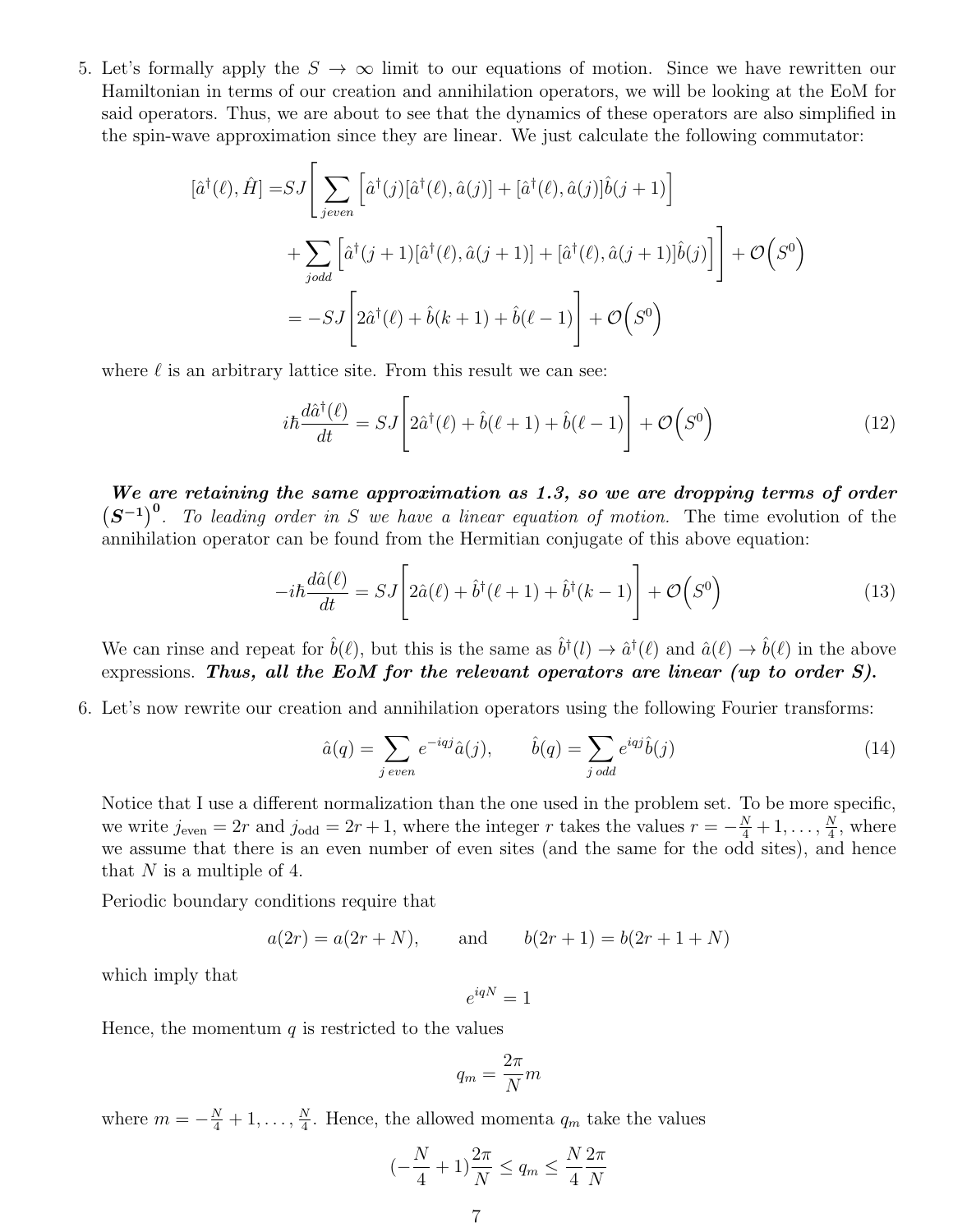5. Let's formally apply the $S \to \infty$ limit to our equations of motion. Since we have rewritten our Hamiltonian in terms of our creation and annihilation operators, we will be looking at the EoM for said operators. Thus, we are about to see that the dynamics of these operators are also simplified in the spin-wave approximation since they are linear. We just calculate the following commutator:

$$
\begin{aligned}
[\hat{a}^\dagger(\ell), \hat{H}] =& SJ\Bigg[\sum_{j even}\Big[\hat{a}^\dagger(j)[\hat{a}^\dagger(\ell), \hat{a}(j)] + [\hat{a}^\dagger(\ell), \hat{a}(j)]\hat{b}(j+1)\Big] \\
&+ \sum_{j odd}\Big[\hat{a}^\dagger(j+1)[\hat{a}^\dagger(\ell), \hat{a}(j+1)] + [\hat{a}^\dagger(\ell), \hat{a}(j+1)]\hat{b}(j)\Big]\Bigg] + \mathcal{O}\Big(S^0\Big) \\
=& -SJ\Bigg[2\hat{a}^\dagger(\ell) + \hat{b}(k+1) + \hat{b}(\ell-1)\Bigg] + \mathcal{O}\Big(S^0\Big)
\end{aligned}
$$

where $\ell$ is an arbitrary lattice site. From this result we can see:

$$
i\hbar\frac{d\hat{a}^\dagger(\ell)}{dt} = SJ\Bigg[2\hat{a}^\dagger(\ell) + \hat{b}(\ell+1) + \hat{b}(\ell-1)\Bigg] + \mathcal{O}\Big(S^0\Big) \tag{12}
$$

***We are retaining the same approximation as 1.3, so we are dropping terms of order $(S^{-1})^0$.*** *To leading order in S we have a linear equation of motion.* The time evolution of the annihilation operator can be found from the Hermitian conjugate of this above equation:

$$
-i\hbar\frac{d\hat{a}(\ell)}{dt} = SJ\Bigg[2\hat{a}(\ell) + \hat{b}^\dagger(\ell+1) + \hat{b}^\dagger(k-1)\Bigg] + \mathcal{O}\Big(S^0\Big) \tag{13}
$$

We can rinse and repeat for $\hat{b}(\ell)$, but this is the same as $\hat{b}^\dagger(l) \to \hat{a}^\dagger(\ell)$ and $\hat{a}(\ell) \to \hat{b}(\ell)$ in the above expressions. ***Thus, all the EoM for the relevant operators are linear (up to order S).***

6. Let's now rewrite our creation and annihilation operators using the following Fourier transforms:

$$
\hat{a}(q) = \sum_{j\ even} e^{-iqj}\hat{a}(j), \qquad \hat{b}(q) = \sum_{j\ odd} e^{iqj}\hat{b}(j) \tag{14}
$$

Notice that I use a different normalization than the one used in the problem set. To be more specific, we write $j_{\text{even}} = 2r$ and $j_{\text{odd}} = 2r+1$, where the integer $r$ takes the values $r = -\frac{N}{4}+1, \ldots, \frac{N}{4}$, where we assume that there is an even number of even sites (and the same for the odd sites), and hence that $N$ is a multiple of 4.

Periodic boundary conditions require that

$$
a(2r) = a(2r+N), \qquad \text{and} \qquad b(2r+1) = b(2r+1+N)
$$

which imply that

$$
e^{iqN} = 1
$$

Hence, the momentum $q$ is restricted to the values

$$
q_m = \frac{2\pi}{N}m
$$

where $m = -\frac{N}{4}+1, \ldots, \frac{N}{4}$. Hence, the allowed momenta $q_m$ take the values

$$
(-\frac{N}{4}+1)\frac{2\pi}{N} \leq q_m \leq \frac{N}{4}\frac{2\pi}{N}
$$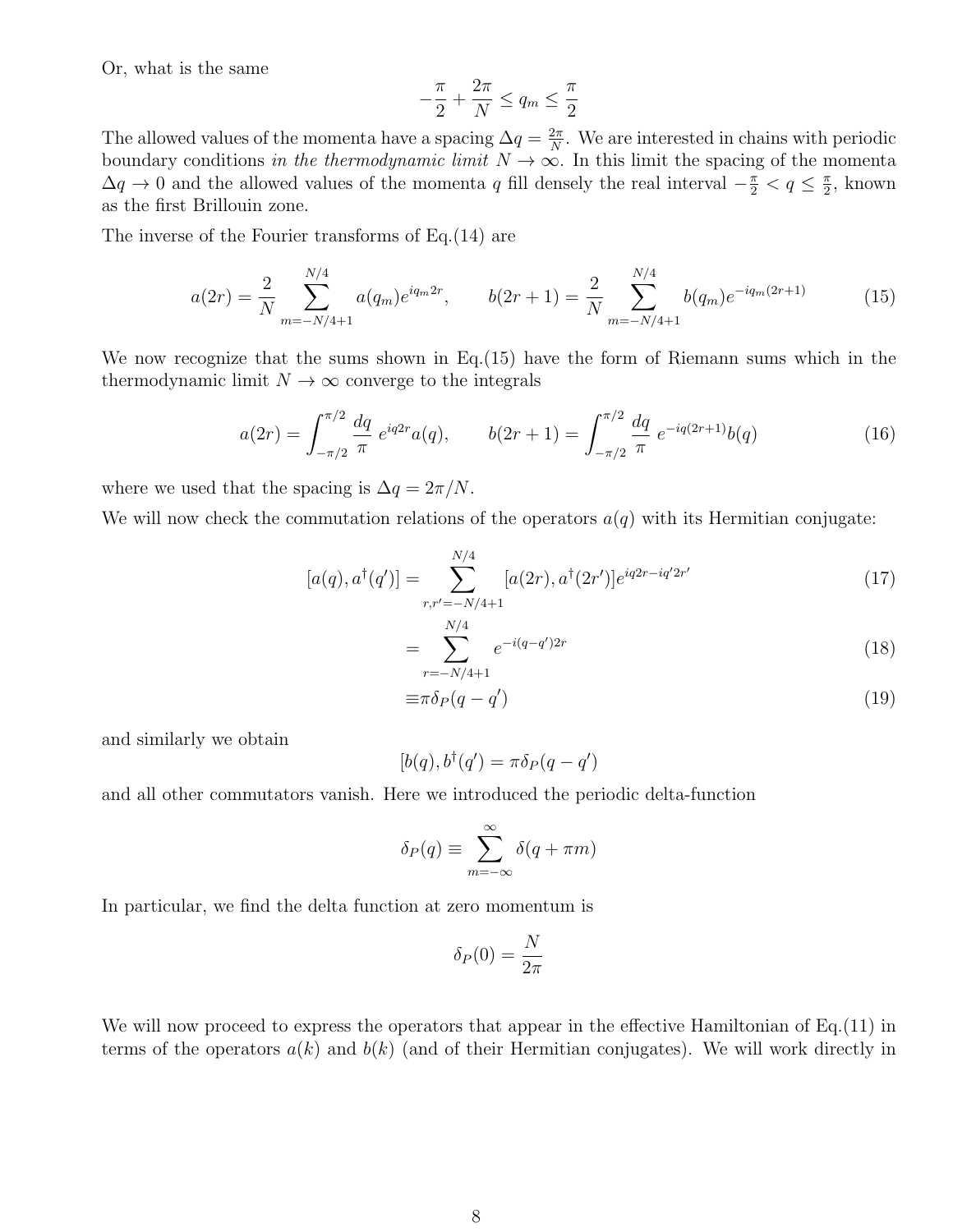Or, what is the same

$$-\frac{\pi}{2} + \frac{2\pi}{N} \leq q_m \leq \frac{\pi}{2}$$

The allowed values of the momenta have a spacing $\Delta q = \frac{2\pi}{N}$. We are interested in chains with periodic boundary conditions *in the thermodynamic limit* $N \to \infty$. In this limit the spacing of the momenta $\Delta q \to 0$ and the allowed values of the momenta $q$ fill densely the real interval $-\frac{\pi}{2} < q \leq \frac{\pi}{2}$, known as the first Brillouin zone.

The inverse of the Fourier transforms of Eq.(14) are

$$a(2r) = \frac{2}{N} \sum_{m=-N/4+1}^{N/4} a(q_m) e^{iq_m 2r}, \qquad b(2r+1) = \frac{2}{N} \sum_{m=-N/4+1}^{N/4} b(q_m) e^{-iq_m(2r+1)} \tag{15}$$

We now recognize that the sums shown in Eq.(15) have the form of Riemann sums which in the thermodynamic limit $N \to \infty$ converge to the integrals

$$a(2r) = \int_{-\pi/2}^{\pi/2} \frac{dq}{\pi}\, e^{iq2r} a(q), \qquad b(2r+1) = \int_{-\pi/2}^{\pi/2} \frac{dq}{\pi}\, e^{-iq(2r+1)} b(q) \tag{16}$$

where we used that the spacing is $\Delta q = 2\pi/N$.

We will now check the commutation relations of the operators $a(q)$ with its Hermitian conjugate:

$$[a(q), a^\dagger(q')] = \sum_{r,r'=-N/4+1}^{N/4} [a(2r), a^\dagger(2r')] e^{iq2r - iq'2r'} \tag{17}$$

$$= \sum_{r=-N/4+1}^{N/4} e^{-i(q-q')2r} \tag{18}$$

$$\equiv \pi \delta_P(q - q') \tag{19}$$

and similarly we obtain

$$[b(q), b^\dagger(q') = \pi \delta_P(q - q')$$

and all other commutators vanish. Here we introduced the periodic delta-function

$$\delta_P(q) \equiv \sum_{m=-\infty}^{\infty} \delta(q + \pi m)$$

In particular, we find the delta function at zero momentum is

$$\delta_P(0) = \frac{N}{2\pi}$$

We will now proceed to express the operators that appear in the effective Hamiltonian of Eq.(11) in terms of the operators $a(k)$ and $b(k)$ (and of their Hermitian conjugates). We will work directly in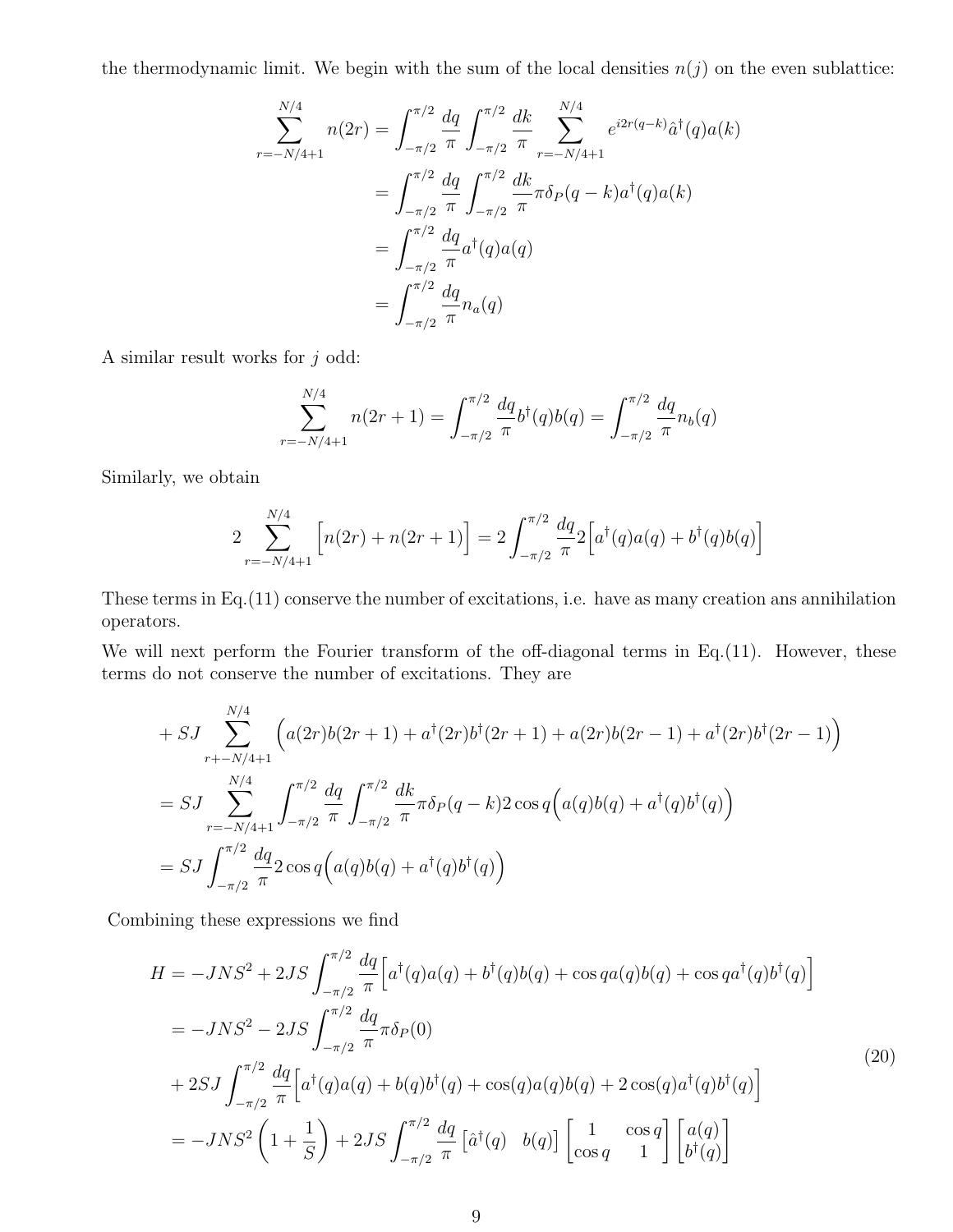the thermodynamic limit. We begin with the sum of the local densities $n(j)$ on the even sublattice:

$$
\begin{aligned}
\sum_{r=-N/4+1}^{N/4} n(2r) &= \int_{-\pi/2}^{\pi/2} \frac{dq}{\pi} \int_{-\pi/2}^{\pi/2} \frac{dk}{\pi} \sum_{r=-N/4+1}^{N/4} e^{i2r(q-k)} \hat{a}^\dagger(q) a(k) \\
&= \int_{-\pi/2}^{\pi/2} \frac{dq}{\pi} \int_{-\pi/2}^{\pi/2} \frac{dk}{\pi} \pi \delta_P(q-k) a^\dagger(q) a(k) \\
&= \int_{-\pi/2}^{\pi/2} \frac{dq}{\pi} a^\dagger(q) a(q) \\
&= \int_{-\pi/2}^{\pi/2} \frac{dq}{\pi} n_a(q)
\end{aligned}
$$

A similar result works for $j$ odd:

$$
\sum_{r=-N/4+1}^{N/4} n(2r+1) = \int_{-\pi/2}^{\pi/2} \frac{dq}{\pi} b^\dagger(q) b(q) = \int_{-\pi/2}^{\pi/2} \frac{dq}{\pi} n_b(q)
$$

Similarly, we obtain

$$
2 \sum_{r=-N/4+1}^{N/4} \Big[ n(2r) + n(2r+1) \Big] = 2 \int_{-\pi/2}^{\pi/2} \frac{dq}{\pi} 2 \Big[ a^\dagger(q) a(q) + b^\dagger(q) b(q) \Big]
$$

These terms in Eq.(11) conserve the number of excitations, i.e. have as many creation ans annihilation operators.

We will next perform the Fourier transform of the off-diagonal terms in Eq.(11). However, these terms do not conserve the number of excitations. They are

$$
\begin{aligned}
&+ SJ \sum_{r+-N/4+1}^{N/4} \Big( a(2r) b(2r+1) + a^\dagger(2r) b^\dagger(2r+1) + a(2r) b(2r-1) + a^\dagger(2r) b^\dagger(2r-1) \Big) \\
&= SJ \sum_{r=-N/4+1}^{N/4} \int_{-\pi/2}^{\pi/2} \frac{dq}{\pi} \int_{-\pi/2}^{\pi/2} \frac{dk}{\pi} \pi \delta_P(q-k) 2\cos q \Big( a(q) b(q) + a^\dagger(q) b^\dagger(q) \Big) \\
&= SJ \int_{-\pi/2}^{\pi/2} \frac{dq}{\pi} 2\cos q \Big( a(q) b(q) + a^\dagger(q) b^\dagger(q) \Big)
\end{aligned}
$$

Combining these expressions we find

$$
\begin{aligned}
H &= -JNS^2 + 2JS \int_{-\pi/2}^{\pi/2} \frac{dq}{\pi} \Big[ a^\dagger(q) a(q) + b^\dagger(q) b(q) + \cos q\, a(q) b(q) + \cos q\, a^\dagger(q) b^\dagger(q) \Big] \\
&= -JNS^2 - 2JS \int_{-\pi/2}^{\pi/2} \frac{dq}{\pi} \pi \delta_P(0) \\
&+ 2SJ \int_{-\pi/2}^{\pi/2} \frac{dq}{\pi} \Big[ a^\dagger(q) a(q) + b(q) b^\dagger(q) + \cos(q) a(q) b(q) + 2\cos(q) a^\dagger(q) b^\dagger(q) \Big] \\
&= -JNS^2 \left( 1 + \frac{1}{S} \right) + 2JS \int_{-\pi/2}^{\pi/2} \frac{dq}{\pi} \begin{bmatrix} \hat{a}^\dagger(q) & b(q) \end{bmatrix} \begin{bmatrix} 1 & \cos q \\ \cos q & 1 \end{bmatrix} \begin{bmatrix} a(q) \\ b^\dagger(q) \end{bmatrix}
\end{aligned}
\tag{20}
$$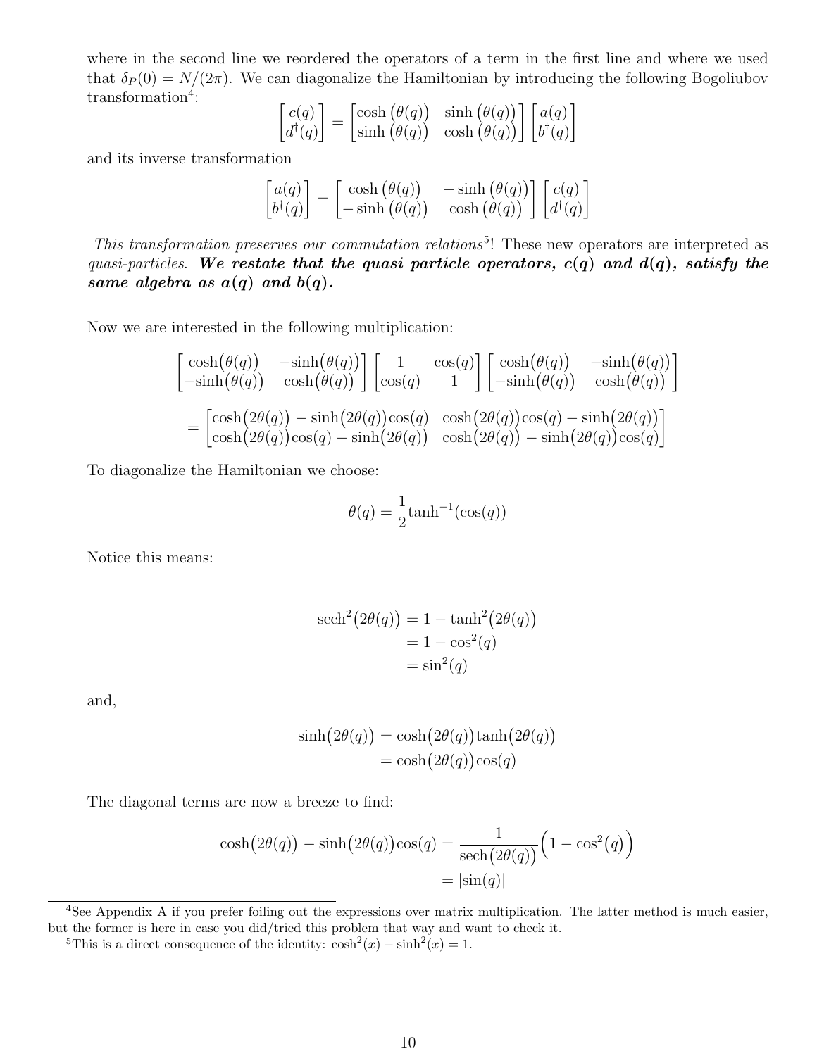where in the second line we reordered the operators of a term in the first line and where we used that $\delta_P(0) = N/(2\pi)$. We can diagonalize the Hamiltonian by introducing the following Bogoliubov transformation[4]:

$$\begin{bmatrix} c(q) \\ d^\dagger(q) \end{bmatrix} = \begin{bmatrix} \cosh\big(\theta(q)\big) & \sinh\big(\theta(q)\big) \\ \sinh\big(\theta(q)\big) & \cosh\big(\theta(q)\big) \end{bmatrix} \begin{bmatrix} a(q) \\ b^\dagger(q) \end{bmatrix}$$

and its inverse transformation

$$\begin{bmatrix} a(q) \\ b^\dagger(q) \end{bmatrix} = \begin{bmatrix} \cosh\big(\theta(q)\big) & -\sinh\big(\theta(q)\big) \\ -\sinh\big(\theta(q)\big) & \cosh\big(\theta(q)\big) \end{bmatrix} \begin{bmatrix} c(q) \\ d^\dagger(q) \end{bmatrix}$$

*This transformation preserves our commutation relations*[5]! These new operators are interpreted as *quasi-particles*. ***We restate that the quasi particle operators, $c(q)$ and $d(q)$, satisfy the same algebra as $a(q)$ and $b(q)$.***

Now we are interested in the following multiplication:

$$\begin{bmatrix} \cosh\big(\theta(q)\big) & -\sinh\big(\theta(q)\big) \\ -\sinh\big(\theta(q)\big) & \cosh\big(\theta(q)\big) \end{bmatrix} \begin{bmatrix} 1 & \cos(q) \\ \cos(q) & 1 \end{bmatrix} \begin{bmatrix} \cosh\big(\theta(q)\big) & -\sinh\big(\theta(q)\big) \\ -\sinh\big(\theta(q)\big) & \cosh\big(\theta(q)\big) \end{bmatrix}$$

$$= \begin{bmatrix} \cosh\big(2\theta(q)\big) - \sinh\big(2\theta(q)\big)\cos(q) & \cosh\big(2\theta(q)\big)\cos(q) - \sinh\big(2\theta(q)\big) \\ \cosh\big(2\theta(q)\big)\cos(q) - \sinh\big(2\theta(q)\big) & \cosh\big(2\theta(q)\big) - \sinh\big(2\theta(q)\big)\cos(q) \end{bmatrix}$$

To diagonalize the Hamiltonian we choose:

$$\theta(q) = \frac{1}{2}\tanh^{-1}(\cos(q))$$

Notice this means:

$$\begin{aligned} \operatorname{sech}^2\big(2\theta(q)\big) &= 1 - \tanh^2\big(2\theta(q)\big) \\ &= 1 - \cos^2(q) \\ &= \sin^2(q) \end{aligned}$$

and,

$$\begin{aligned} \sinh\big(2\theta(q)\big) &= \cosh\big(2\theta(q)\big)\tanh\big(2\theta(q)\big) \\ &= \cosh\big(2\theta(q)\big)\cos(q) \end{aligned}$$

The diagonal terms are now a breeze to find:

$$\begin{aligned} \cosh\big(2\theta(q)\big) - \sinh\big(2\theta(q)\big)\cos(q) &= \frac{1}{\operatorname{sech}\big(2\theta(q)\big)}\Big(1 - \cos^2(q)\Big) \\ &= |\sin(q)| \end{aligned}$$

---

[4] See Appendix A if you prefer foiling out the expressions over matrix multiplication. The latter method is much easier, but the former is here in case you did/tried this problem that way and want to check it.

[5] This is a direct consequence of the identity: $\cosh^2(x) - \sinh^2(x) = 1$.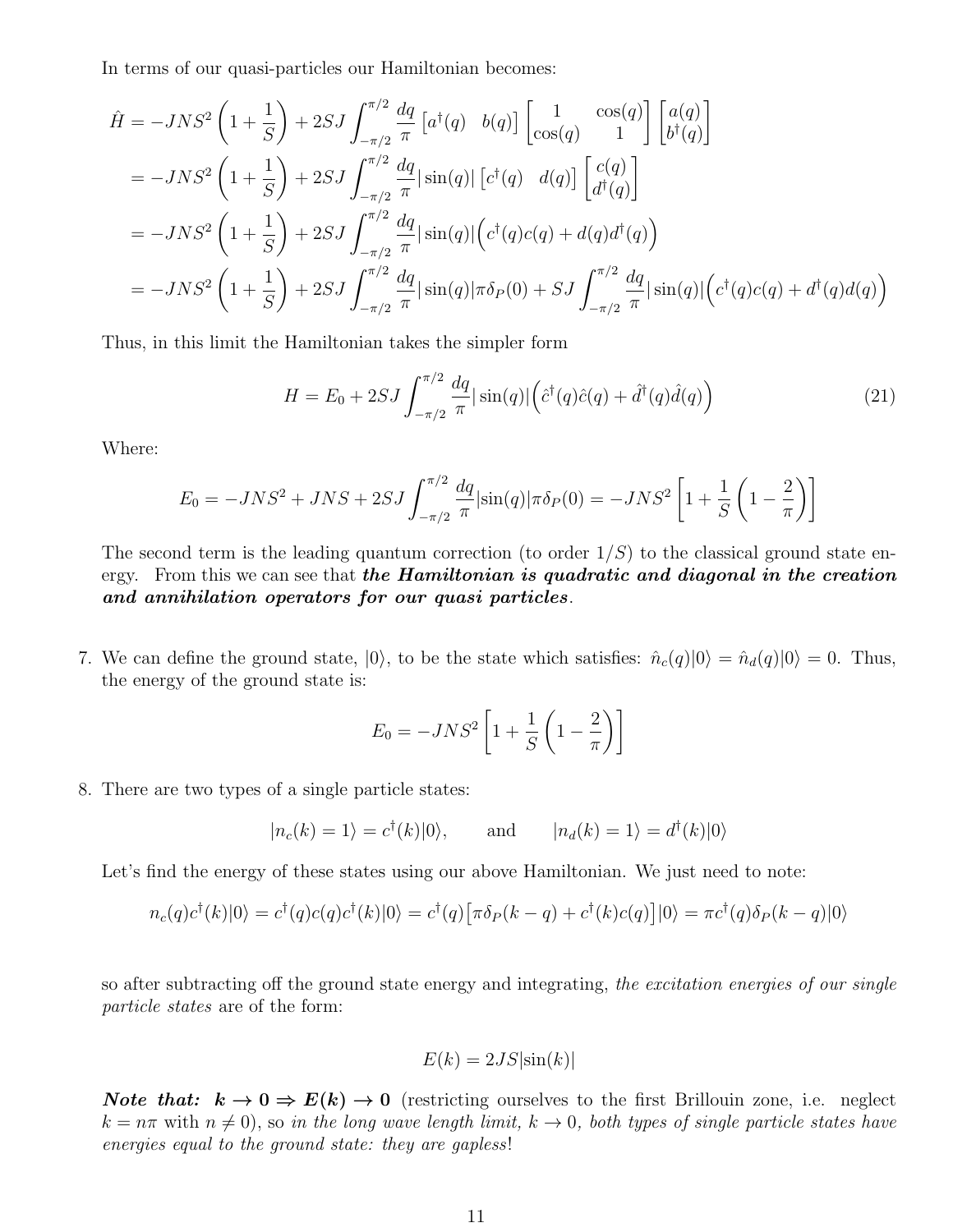In terms of our quasi-particles our Hamiltonian becomes:

$$
\begin{aligned}
\hat{H} &= -JNS^2\left(1+\frac{1}{S}\right) + 2SJ\int_{-\pi/2}^{\pi/2}\frac{dq}{\pi}\begin{bmatrix} a^\dagger(q) & b(q)\end{bmatrix}\begin{bmatrix} 1 & \cos(q) \\ \cos(q) & 1\end{bmatrix}\begin{bmatrix} a(q) \\ b^\dagger(q)\end{bmatrix} \\
&= -JNS^2\left(1+\frac{1}{S}\right) + 2SJ\int_{-\pi/2}^{\pi/2}\frac{dq}{\pi}|\sin(q)|\begin{bmatrix} c^\dagger(q) & d(q)\end{bmatrix}\begin{bmatrix} c(q) \\ d^\dagger(q)\end{bmatrix} \\
&= -JNS^2\left(1+\frac{1}{S}\right) + 2SJ\int_{-\pi/2}^{\pi/2}\frac{dq}{\pi}|\sin(q)|\Big(c^\dagger(q)c(q) + d(q)d^\dagger(q)\Big) \\
&= -JNS^2\left(1+\frac{1}{S}\right) + 2SJ\int_{-\pi/2}^{\pi/2}\frac{dq}{\pi}|\sin(q)|\pi\delta_P(0) + SJ\int_{-\pi/2}^{\pi/2}\frac{dq}{\pi}|\sin(q)|\Big(c^\dagger(q)c(q) + d^\dagger(q)d(q)\Big)
\end{aligned}
$$

Thus, in this limit the Hamiltonian takes the simpler form

$$
H = E_0 + 2SJ\int_{-\pi/2}^{\pi/2}\frac{dq}{\pi}|\sin(q)|\Big(\hat{c}^\dagger(q)\hat{c}(q) + \hat{d}^\dagger(q)\hat{d}(q)\Big) \tag{21}
$$

Where:

$$
E_0 = -JNS^2 + JNS + 2SJ\int_{-\pi/2}^{\pi/2}\frac{dq}{\pi}|\sin(q)|\pi\delta_P(0) = -JNS^2\left[1+\frac{1}{S}\left(1-\frac{2}{\pi}\right)\right]
$$

The second term is the leading quantum correction (to order $1/S$) to the classical ground state energy. From this we can see that ***the Hamiltonian is quadratic and diagonal in the creation and annihilation operators for our quasi particles***.

7. We can define the ground state, $|0\rangle$, to be the state which satisfies: $\hat{n}_c(q)|0\rangle = \hat{n}_d(q)|0\rangle = 0$. Thus, the energy of the ground state is:

$$
E_0 = -JNS^2\left[1+\frac{1}{S}\left(1-\frac{2}{\pi}\right)\right]
$$

8. There are two types of a single particle states:

$$
|n_c(k) = 1\rangle = c^\dagger(k)|0\rangle, \qquad \text{and} \qquad |n_d(k) = 1\rangle = d^\dagger(k)|0\rangle
$$

Let's find the energy of these states using our above Hamiltonian. We just need to note:

$$
n_c(q)c^\dagger(k)|0\rangle = c^\dagger(q)c(q)c^\dagger(k)|0\rangle = c^\dagger(q)\big[\pi\delta_P(k-q) + c^\dagger(k)c(q)\big]|0\rangle = \pi c^\dagger(q)\delta_P(k-q)|0\rangle
$$

so after subtracting off the ground state energy and integrating, *the excitation energies of our single particle states* are of the form:

$$
E(k) = 2JS|\sin(k)|
$$

***Note that:*** $\boldsymbol{k \to 0 \Rightarrow E(k) \to 0}$ (restricting ourselves to the first Brillouin zone, i.e. neglect $k = n\pi$ with $n \neq 0$), so *in the long wave length limit, $k \to 0$, both types of single particle states have energies equal to the ground state: they are gapless*!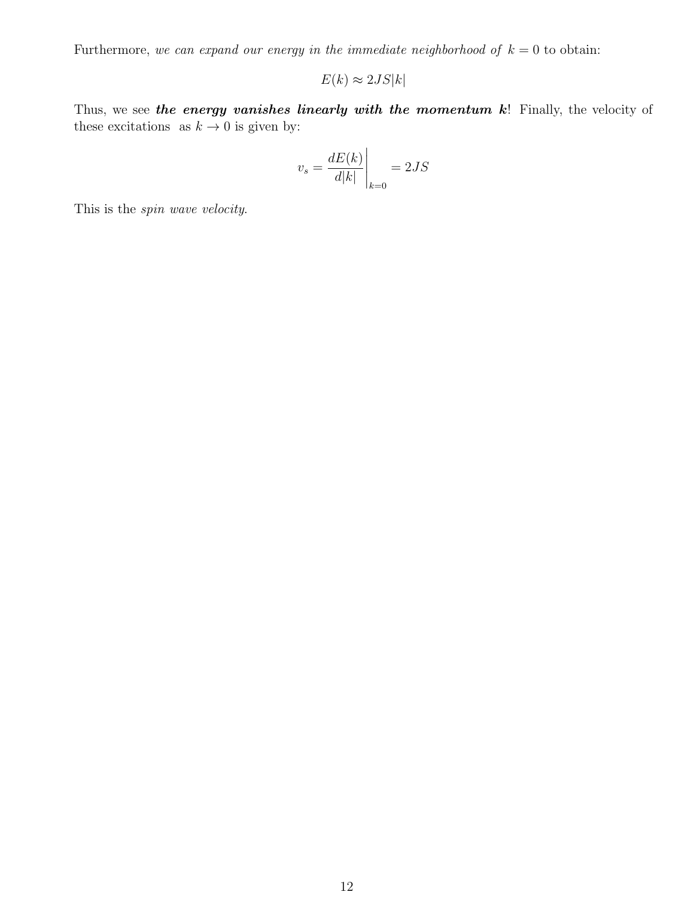Furthermore, *we can expand our energy in the immediate neighborhood of* $k = 0$ to obtain:

$$E(k) \approx 2JS|k|$$

Thus, we see ***the energy vanishes linearly with the momentum k***! Finally, the velocity of these excitations as $k \to 0$ is given by:

$$v_s = \left.\frac{dE(k)}{d|k|}\right|_{k=0} = 2JS$$

This is the *spin wave velocity*.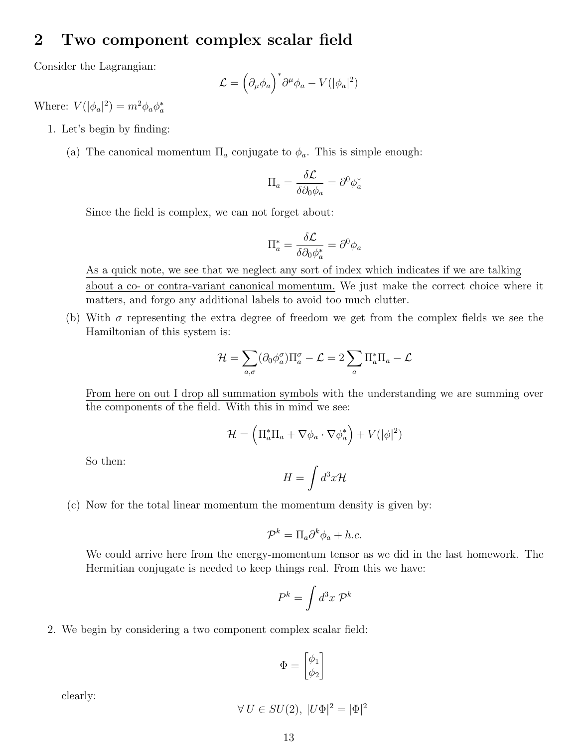## 2 Two component complex scalar field

Consider the Lagrangian:

$$\mathcal{L} = \left(\partial_\mu \phi_a\right)^* \partial^\mu \phi_a - V(|\phi_a|^2)$$

Where: $V(|\phi_a|^2) = m^2 \phi_a \phi_a^*$

1. Let's begin by finding:

   (a) The canonical momentum $\Pi_a$ conjugate to $\phi_a$. This is simple enough:

   $$\Pi_a = \frac{\delta \mathcal{L}}{\delta \partial_0 \phi_a} = \partial^0 \phi_a^*$$

   Since the field is complex, we can not forget about:

   $$\Pi_a^* = \frac{\delta \mathcal{L}}{\delta \partial_0 \phi_a^*} = \partial^0 \phi_a$$

   As a quick note, we see that we neglect any sort of index which indicates if we are talking about a co- or contra-variant canonical momentum. We just make the correct choice where it matters, and forgo any additional labels to avoid too much clutter.

   (b) With $\sigma$ representing the extra degree of freedom we get from the complex fields we see the Hamiltonian of this system is:

   $$\mathcal{H} = \sum_{a,\sigma} (\partial_0 \phi_a^\sigma) \Pi_a^\sigma - \mathcal{L} = 2 \sum_a \Pi_a^* \Pi_a - \mathcal{L}$$

   From here on out I drop all summation symbols with the understanding we are summing over the components of the field. With this in mind we see:

   $$\mathcal{H} = \left(\Pi_a^* \Pi_a + \nabla \phi_a \cdot \nabla \phi_a^*\right) + V(|\phi|^2)$$

   So then:

   $$H = \int d^3x \mathcal{H}$$

   (c) Now for the total linear momentum the momentum density is given by:

   $$\mathcal{P}^k = \Pi_a \partial^k \phi_a + h.c.$$

   We could arrive here from the energy-momentum tensor as we did in the last homework. The Hermitian conjugate is needed to keep things real. From this we have:

   $$P^k = \int d^3x \; \mathcal{P}^k$$

2. We begin by considering a two component complex scalar field:

   $$\Phi = \begin{bmatrix} \phi_1 \\ \phi_2 \end{bmatrix}$$

   clearly:

   $$\forall \, U \in SU(2), \; |U\Phi|^2 = |\Phi|^2$$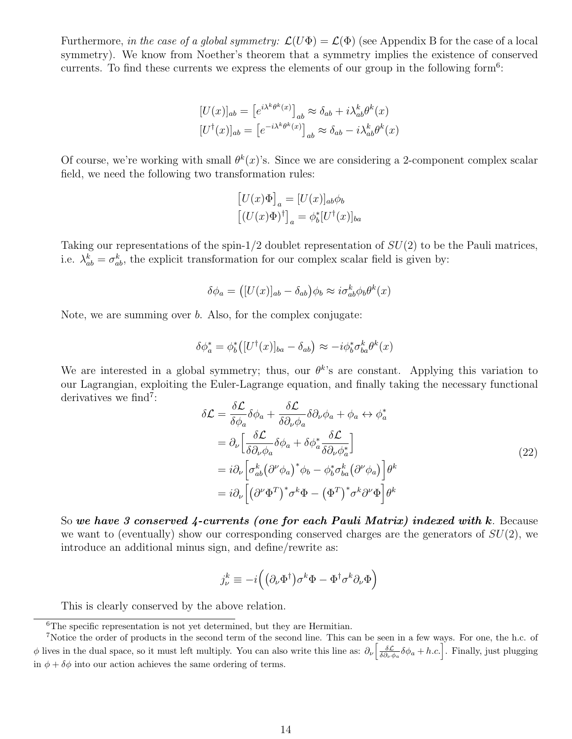Furthermore, *in the case of a global symmetry:* $\mathcal{L}(U\Phi) = \mathcal{L}(\Phi)$ (see Appendix B for the case of a local symmetry). We know from Noether's theorem that a symmetry implies the existence of conserved currents. To find these currents we express the elements of our group in the following form[6]:

$$
\begin{aligned}
[U(x)]_{ab} &= \left[e^{i\lambda^k\theta^k(x)}\right]_{ab} \approx \delta_{ab} + i\lambda^k_{ab}\theta^k(x) \\
[U^\dagger(x)]_{ab} &= \left[e^{-i\lambda^k\theta^k(x)}\right]_{ab} \approx \delta_{ab} - i\lambda^k_{ab}\theta^k(x)
\end{aligned}
$$

Of course, we're working with small $\theta^k(x)$'s. Since we are considering a 2-component complex scalar field, we need the following two transformation rules:

$$
\begin{aligned}
\big[U(x)\Phi\big]_a &= [U(x)]_{ab}\phi_b \\
\big[(U(x)\Phi)^\dagger\big]_a &= \phi^*_b[U^\dagger(x)]_{ba}
\end{aligned}
$$

Taking our representations of the spin-1/2 doublet representation of $SU(2)$ to be the Pauli matrices, i.e. $\lambda^k_{ab} = \sigma^k_{ab}$, the explicit transformation for our complex scalar field is given by:

$$
\delta\phi_a = \big([U(x)]_{ab} - \delta_{ab}\big)\phi_b \approx i\sigma^k_{ab}\phi_b\theta^k(x)
$$

Note, we are summing over $b$. Also, for the complex conjugate:

$$
\delta\phi^*_a = \phi^*_b\big([U^\dagger(x)]_{ba} - \delta_{ab}\big) \approx -i\phi^*_b\sigma^k_{ba}\theta^k(x)
$$

We are interested in a global symmetry; thus, our $\theta^k$'s are constant. Applying this variation to our Lagrangian, exploiting the Euler-Lagrange equation, and finally taking the necessary functional derivatives we find[7]:

$$
\begin{aligned}
\delta\mathcal{L} &= \frac{\delta\mathcal{L}}{\delta\phi_a}\delta\phi_a + \frac{\delta\mathcal{L}}{\delta\partial_\nu\phi_a}\delta\partial_\nu\phi_a + \phi_a \leftrightarrow \phi^*_a \\
&= \partial_\nu\Big[\frac{\delta\mathcal{L}}{\delta\partial_\nu\phi_a}\delta\phi_a + \delta\phi^*_a\frac{\delta\mathcal{L}}{\delta\partial_\nu\phi^*_a}\Big] \\
&= i\partial_\nu\Big[\sigma^k_{ab}\big(\partial^\nu\phi_a\big)^*\phi_b - \phi^*_b\sigma^k_{ba}\big(\partial^\nu\phi_a\big)\Big]\theta^k \\
&= i\partial_\nu\Big[\big(\partial^\nu\Phi^T\big)^*\sigma^k\Phi - \big(\Phi^T\big)^*\sigma^k\partial^\nu\Phi\Big]\theta^k
\end{aligned} \tag{22}
$$

So ***we have 3 conserved 4-currents (one for each Pauli Matrix) indexed with k***. Because we want to (eventually) show our corresponding conserved charges are the generators of $SU(2)$, we introduce an additional minus sign, and define/rewrite as:

$$
j^k_\nu \equiv -i\Big(\big(\partial_\nu\Phi^\dagger\big)\sigma^k\Phi - \Phi^\dagger\sigma^k\partial_\nu\Phi\Big)
$$

This is clearly conserved by the above relation.

---

[6] The specific representation is not yet determined, but they are Hermitian.

[7] Notice the order of products in the second term of the second line. This can be seen in a few ways. For one, the h.c. of $\phi$ lives in the dual space, so it must left multiply. You can also write this line as: $\partial_\nu\Big[\frac{\delta\mathcal{L}}{\delta\partial_\nu\phi_a}\delta\phi_a + h.c.\Big]$. Finally, just plugging in $\phi + \delta\phi$ into our action achieves the same ordering of terms.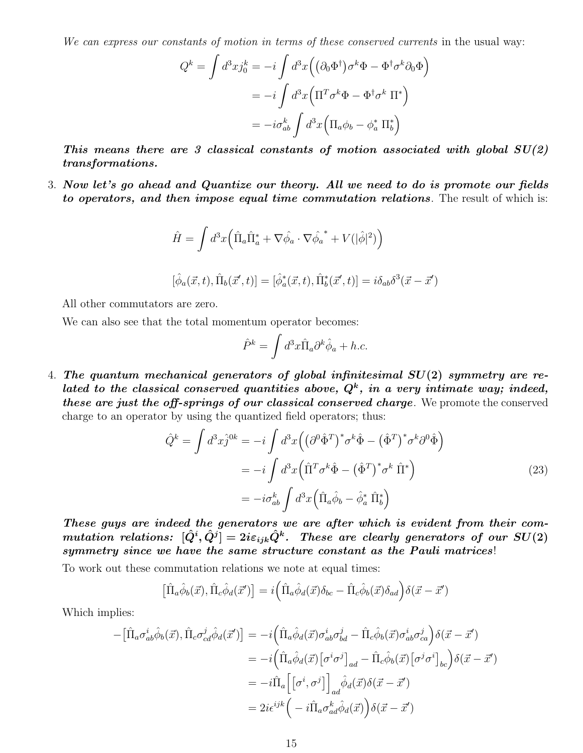*We can express our constants of motion in terms of these conserved currents* in the usual way:

$$Q^k = \int d^3x j_0^k = -i \int d^3x \Big( \big(\partial_0 \Phi^\dagger\big) \sigma^k \Phi - \Phi^\dagger \sigma^k \partial_0 \Phi \Big)$$
$$= -i \int d^3x \Big( \Pi^T \sigma^k \Phi - \Phi^\dagger \sigma^k \, \Pi^* \Big)$$
$$= -i \sigma^k_{ab} \int d^3x \Big( \Pi_a \phi_b - \phi_a^* \, \Pi_b^* \Big)$$

***This means there are 3 classical constants of motion associated with global SU(2) transformations.***

3. ***Now let's go ahead and Quantize our theory. All we need to do is promote our fields to operators, and then impose equal time commutation relations***. The result of which is:

$$\hat{H} = \int d^3x \Big( \hat{\Pi}_a \hat{\Pi}_a^* + \nabla \hat{\phi}_a \cdot \nabla \hat{\phi}_a^{\,*} + V(|\hat{\phi}|^2) \Big)$$

$$[\hat{\phi}_a(\vec{x}, t), \hat{\Pi}_b(\vec{x}', t)] = [\hat{\phi}_a^*(\vec{x}, t), \hat{\Pi}_b^*(\vec{x}', t)] = i \delta_{ab} \delta^3(\vec{x} - \vec{x}')$$

All other commutators are zero.

We can also see that the total momentum operator becomes:

$$\hat{P}^k = \int d^3x \hat{\Pi}_a \partial^k \hat{\phi}_a + h.c.$$

4. ***The quantum mechanical generators of global infinitesimal SU(2) symmetry are related to the classical conserved quantities above, $Q^k$, in a very intimate way; indeed, these are just the off-springs of our classical conserved charge***. We promote the conserved charge to an operator by using the quantized field operators; thus:

$$\hat{Q}^k = \int d^3x \hat{j}^{0k} = -i \int d^3x \Big( \big(\partial^0 \hat{\Phi}^T\big)^* \sigma^k \hat{\Phi} - \big(\hat{\Phi}^T\big)^* \sigma^k \partial^0 \hat{\Phi} \Big)$$
$$= -i \int d^3x \Big( \hat{\Pi}^T \sigma^k \hat{\Phi} - \big(\hat{\Phi}^T\big)^* \sigma^k \, \hat{\Pi}^* \Big) \tag{23}$$
$$= -i \sigma^k_{ab} \int d^3x \Big( \hat{\Pi}_a \hat{\phi}_b - \hat{\phi}_a^* \, \hat{\Pi}_b^* \Big)$$

***These guys are indeed the generators we are after which is evident from their commutation relations: $[\hat{Q}^i, \hat{Q}^j] = 2i\varepsilon_{ijk}\hat{Q}^k$. These are clearly generators of our SU(2) symmetry since we have the same structure constant as the Pauli matrices!***

To work out these commutation relations we note at equal times:

$$\big[\hat{\Pi}_a \hat{\phi}_b(\vec{x}), \hat{\Pi}_c \hat{\phi}_d(\vec{x}')\big] = i \Big( \hat{\Pi}_a \hat{\phi}_d(\vec{x}) \delta_{bc} - \hat{\Pi}_c \hat{\phi}_b(\vec{x}) \delta_{ad} \Big) \delta(\vec{x} - \vec{x}')$$

Which implies:

$$-\big[\hat{\Pi}_a \sigma^i_{ab} \hat{\phi}_b(\vec{x}), \hat{\Pi}_c \sigma^j_{cd} \hat{\phi}_d(\vec{x}')\big] = -i \Big( \hat{\Pi}_a \hat{\phi}_d(\vec{x}) \sigma^i_{ab} \sigma^j_{bd} - \hat{\Pi}_c \hat{\phi}_b(\vec{x}) \sigma^i_{ab} \sigma^j_{ca} \Big) \delta(\vec{x} - \vec{x}')$$
$$= -i \Big( \hat{\Pi}_a \hat{\phi}_d(\vec{x}) \big[\sigma^i \sigma^j\big]_{ad} - \hat{\Pi}_c \hat{\phi}_b(\vec{x}) \big[\sigma^j \sigma^i\big]_{bc} \Big) \delta(\vec{x} - \vec{x}')$$
$$= -i \hat{\Pi}_a \Big[ \big[\sigma^i, \sigma^j\big] \Big]_{ad} \hat{\phi}_d(\vec{x}) \delta(\vec{x} - \vec{x}')$$
$$= 2i\epsilon^{ijk} \Big( -i \hat{\Pi}_a \sigma^k_{ad} \hat{\phi}_d(\vec{x}) \Big) \delta(\vec{x} - \vec{x}')$$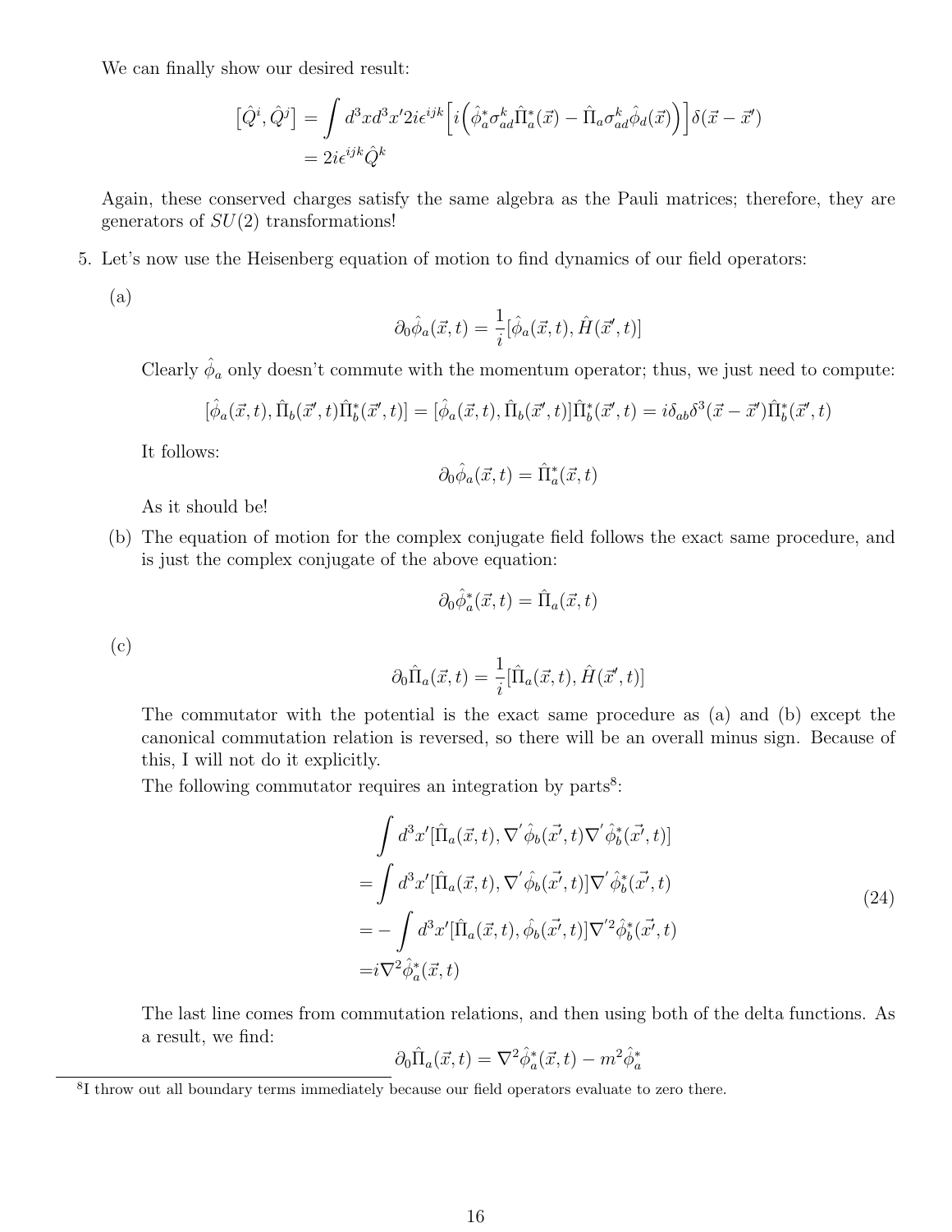We can finally show our desired result:

$$
\begin{aligned}
\left[\hat{Q}^i, \hat{Q}^j\right] &= \int d^3x d^3x' 2i\epsilon^{ijk}\Big[i\Big(\hat{\phi}_a^* \sigma_{ad}^k \hat{\Pi}_a^*(\vec{x}) - \hat{\Pi}_a \sigma_{ad}^k \hat{\phi}_d(\vec{x})\Big)\Big]\delta(\vec{x} - \vec{x}') \\
&= 2i\epsilon^{ijk}\hat{Q}^k
\end{aligned}
$$

Again, these conserved charges satisfy the same algebra as the Pauli matrices; therefore, they are generators of $SU(2)$ transformations!

5. Let's now use the Heisenberg equation of motion to find dynamics of our field operators:

   (a)
   $$\partial_0 \hat{\phi}_a(\vec{x}, t) = \frac{1}{i}[\hat{\phi}_a(\vec{x}, t), \hat{H}(\vec{x}', t)]$$

   Clearly $\hat{\phi}_a$ only doesn't commute with the momentum operator; thus, we just need to compute:

   $$[\hat{\phi}_a(\vec{x}, t), \hat{\Pi}_b(\vec{x}', t)\hat{\Pi}_b^*(\vec{x}', t)] = [\hat{\phi}_a(\vec{x}, t), \hat{\Pi}_b(\vec{x}', t)]\hat{\Pi}_b^*(\vec{x}', t) = i\delta_{ab}\delta^3(\vec{x} - \vec{x}')\hat{\Pi}_b^*(\vec{x}', t)$$

   It follows:
   $$\partial_0 \hat{\phi}_a(\vec{x}, t) = \hat{\Pi}_a^*(\vec{x}, t)$$

   As it should be!

   (b) The equation of motion for the complex conjugate field follows the exact same procedure, and is just the complex conjugate of the above equation:

   $$\partial_0 \hat{\phi}_a^*(\vec{x}, t) = \hat{\Pi}_a(\vec{x}, t)$$

   (c)
   $$\partial_0 \hat{\Pi}_a(\vec{x}, t) = \frac{1}{i}[\hat{\Pi}_a(\vec{x}, t), \hat{H}(\vec{x}', t)]$$

   The commutator with the potential is the exact same procedure as (a) and (b) except the canonical commutation relation is reversed, so there will be an overall minus sign. Because of this, I will not do it explicitly.

   The following commutator requires an integration by parts[8]:

   $$
   \begin{aligned}
   &\int d^3x' [\hat{\Pi}_a(\vec{x}, t), \nabla' \hat{\phi}_b(\vec{x'}, t)\nabla' \hat{\phi}_b^*(\vec{x'}, t)] \\
   =& \int d^3x' [\hat{\Pi}_a(\vec{x}, t), \nabla' \hat{\phi}_b(\vec{x'}, t)]\nabla' \hat{\phi}_b^*(\vec{x'}, t) \\
   =& -\int d^3x' [\hat{\Pi}_a(\vec{x}, t), \hat{\phi}_b(\vec{x'}, t)]\nabla'^2 \hat{\phi}_b^*(\vec{x'}, t) \\
   =& i\nabla^2 \hat{\phi}_a^*(\vec{x}, t)
   \end{aligned} \tag{24}
   $$

   The last line comes from commutation relations, and then using both of the delta functions. As a result, we find:

   $$\partial_0 \hat{\Pi}_a(\vec{x}, t) = \nabla^2 \hat{\phi}_a^*(\vec{x}, t) - m^2 \hat{\phi}_a^*$$

---

[8] I throw out all boundary terms immediately because our field operators evaluate to zero there.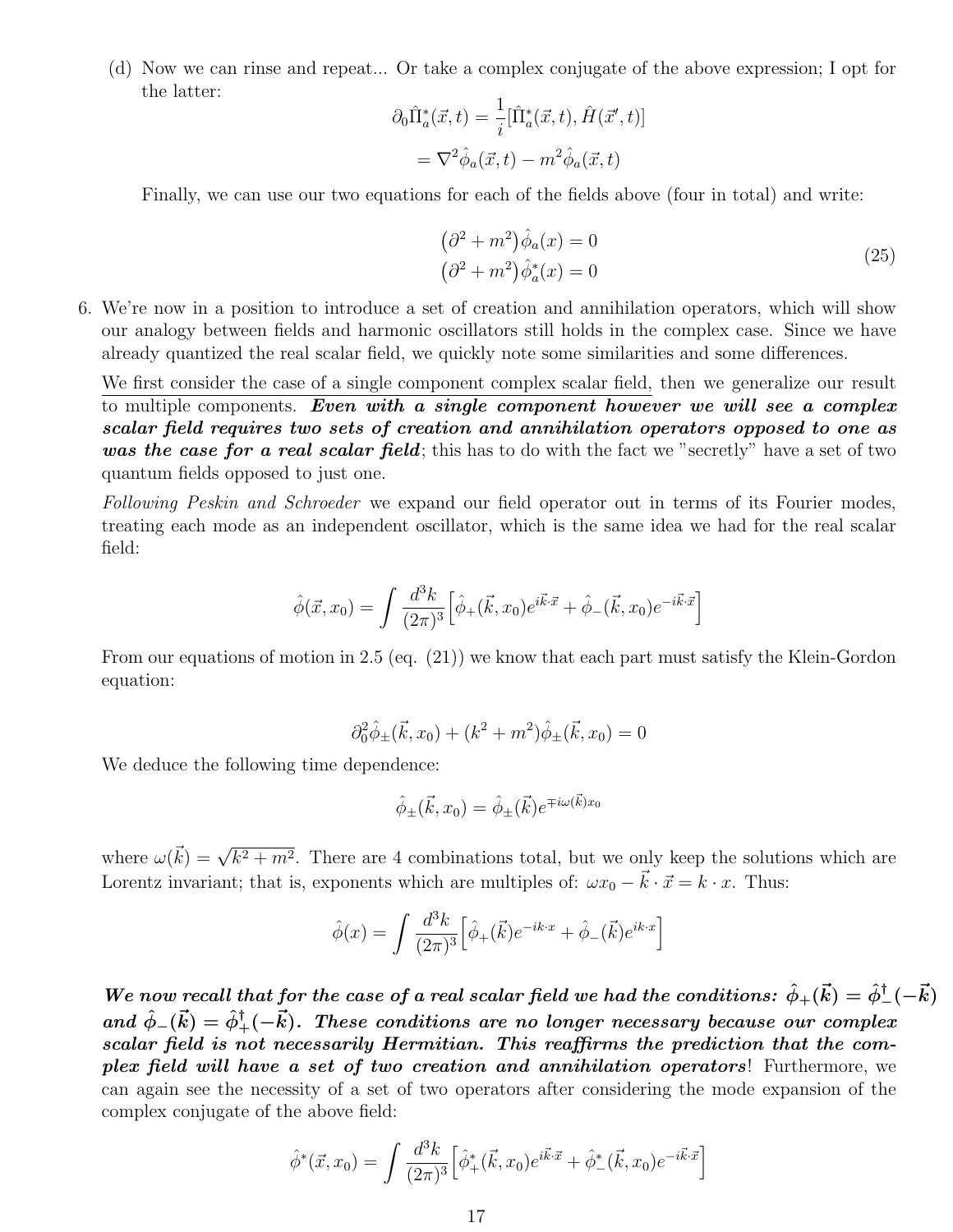(d) Now we can rinse and repeat... Or take a complex conjugate of the above expression; I opt for the latter:

$$\partial_0 \hat{\Pi}^*_a(\vec{x},t) = \frac{1}{i}[\hat{\Pi}^*_a(\vec{x},t), \hat{H}(\vec{x}',t)]$$
$$= \nabla^2 \hat{\phi}_a(\vec{x},t) - m^2 \hat{\phi}_a(\vec{x},t)$$

Finally, we can use our two equations for each of the fields above (four in total) and write:

$$\begin{aligned} \left(\partial^2 + m^2\right)\hat{\phi}_a(x) = 0 \\ \left(\partial^2 + m^2\right)\hat{\phi}^*_a(x) = 0 \end{aligned} \tag{25}$$

6. We're now in a position to introduce a set of creation and annihilation operators, which will show our analogy between fields and harmonic oscillators still holds in the complex case. Since we have already quantized the real scalar field, we quickly note some similarities and some differences.

We first consider the case of a single component complex scalar field, then we generalize our result to multiple components. ***Even with a single component however we will see a complex scalar field requires two sets of creation and annihilation operators opposed to one as was the case for a real scalar field***; this has to do with the fact we "secretly" have a set of two quantum fields opposed to just one.

*Following Peskin and Schroeder* we expand our field operator out in terms of its Fourier modes, treating each mode as an independent oscillator, which is the same idea we had for the real scalar field:

$$\hat{\phi}(\vec{x},x_0) = \int \frac{d^3k}{(2\pi)^3}\left[\hat{\phi}_+(\vec{k},x_0)e^{i\vec{k}\cdot\vec{x}} + \hat{\phi}_-(\vec{k},x_0)e^{-i\vec{k}\cdot\vec{x}}\right]$$

From our equations of motion in 2.5 (eq. (21)) we know that each part must satisfy the Klein-Gordon equation:

$$\partial_0^2\hat{\phi}_\pm(\vec{k},x_0) + (k^2+m^2)\hat{\phi}_\pm(\vec{k},x_0) = 0$$

We deduce the following time dependence:

$$\hat{\phi}_\pm(\vec{k},x_0) = \hat{\phi}_\pm(\vec{k})e^{\mp i\omega(\vec{k})x_0}$$

where $\omega(\vec{k}) = \sqrt{k^2+m^2}$. There are 4 combinations total, but we only keep the solutions which are Lorentz invariant; that is, exponents which are multiples of: $\omega x_0 - \vec{k}\cdot\vec{x} = k\cdot x$. Thus:

$$\hat{\phi}(x) = \int \frac{d^3k}{(2\pi)^3}\left[\hat{\phi}_+(\vec{k})e^{-ik\cdot x} + \hat{\phi}_-(\vec{k})e^{ik\cdot x}\right]$$

***We now recall that for the case of a real scalar field we had the conditions: $\hat{\phi}_+(\vec{k}) = \hat{\phi}^\dagger_-(-\vec{k})$ and $\hat{\phi}_-(\vec{k}) = \hat{\phi}^\dagger_+(-\vec{k})$. These conditions are no longer necessary because our complex scalar field is not necessarily Hermitian. This reaffirms the prediction that the complex field will have a set of two creation and annihilation operators***! Furthermore, we can again see the necessity of a set of two operators after considering the mode expansion of the complex conjugate of the above field:

$$\hat{\phi}^*(\vec{x},x_0) = \int \frac{d^3k}{(2\pi)^3}\left[\hat{\phi}^*_+(\vec{k},x_0)e^{i\vec{k}\cdot\vec{x}} + \hat{\phi}^*_-(\vec{k},x_0)e^{-i\vec{k}\cdot\vec{x}}\right]$$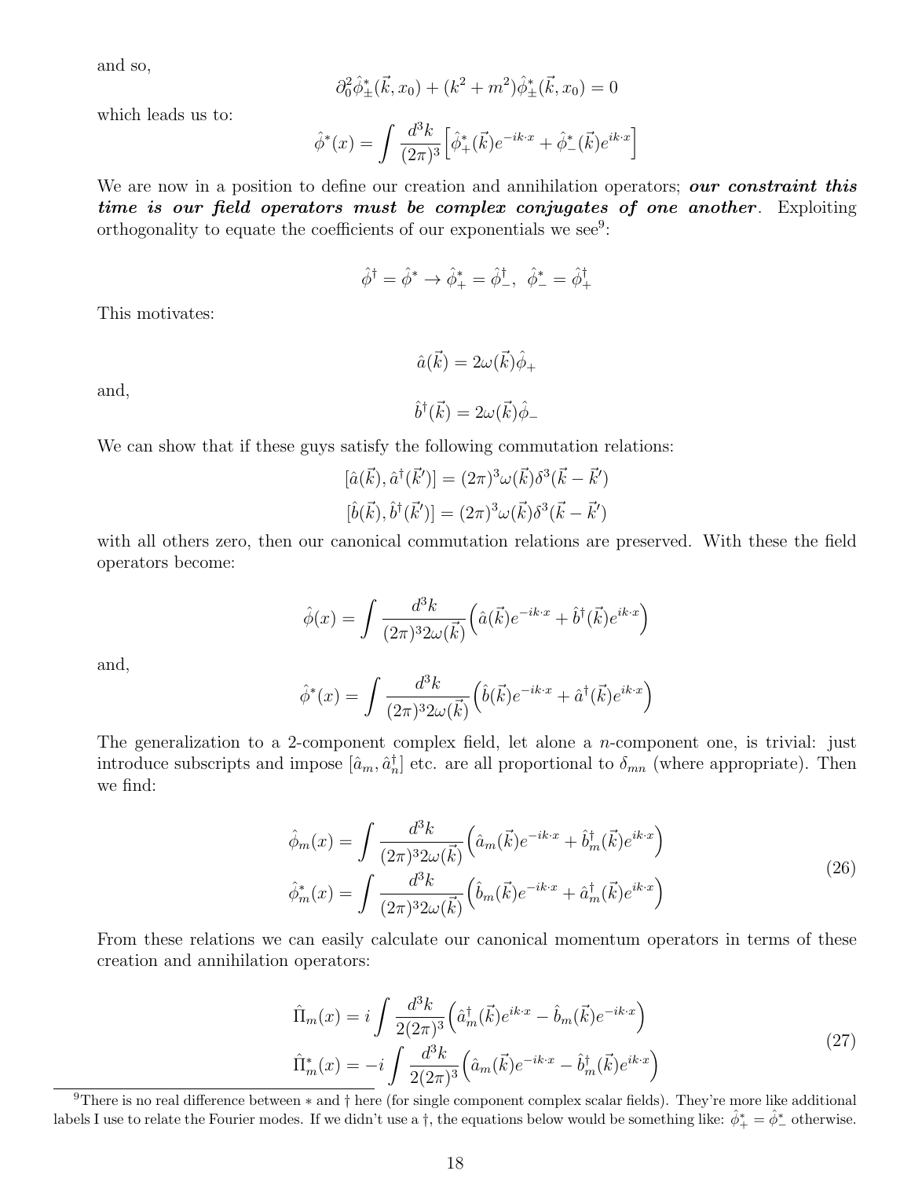and so,

$$\partial_0^2 \hat{\phi}^*_\pm(\vec{k}, x_0) + (k^2 + m^2)\hat{\phi}^*_\pm(\vec{k}, x_0) = 0$$

which leads us to:

$$\hat{\phi}^*(x) = \int \frac{d^3k}{(2\pi)^3}\Big[\hat{\phi}^*_+(\vec{k})e^{-ik\cdot x} + \hat{\phi}^*_-(\vec{k})e^{ik\cdot x}\Big]$$

We are now in a position to define our creation and annihilation operators; ***our constraint this time is our field operators must be complex conjugates of one another***. Exploiting orthogonality to equate the coefficients of our exponentials we see[9]:

$$\hat{\phi}^\dagger = \hat{\phi}^* \rightarrow \hat{\phi}^*_+ = \hat{\phi}^\dagger_-, \;\; \hat{\phi}^*_- = \hat{\phi}^\dagger_+$$

This motivates:

$$\hat{a}(\vec{k}) = 2\omega(\vec{k})\hat{\phi}_+$$

and,

$$\hat{b}^\dagger(\vec{k}) = 2\omega(\vec{k})\hat{\phi}_-$$

We can show that if these guys satisfy the following commutation relations:

$$[\hat{a}(\vec{k}), \hat{a}^\dagger(\vec{k}')] = (2\pi)^3\omega(\vec{k})\delta^3(\vec{k} - \vec{k}')$$
$$[\hat{b}(\vec{k}), \hat{b}^\dagger(\vec{k}')] = (2\pi)^3\omega(\vec{k})\delta^3(\vec{k} - \vec{k}')$$

with all others zero, then our canonical commutation relations are preserved. With these the field operators become:

$$\hat{\phi}(x) = \int \frac{d^3k}{(2\pi)^3 2\omega(\vec{k})}\Big(\hat{a}(\vec{k})e^{-ik\cdot x} + \hat{b}^\dagger(\vec{k})e^{ik\cdot x}\Big)$$

and,

$$\hat{\phi}^*(x) = \int \frac{d^3k}{(2\pi)^3 2\omega(\vec{k})}\Big(\hat{b}(\vec{k})e^{-ik\cdot x} + \hat{a}^\dagger(\vec{k})e^{ik\cdot x}\Big)$$

The generalization to a 2-component complex field, let alone a $n$-component one, is trivial: just introduce subscripts and impose $[\hat{a}_m, \hat{a}^\dagger_n]$ etc. are all proportional to $\delta_{mn}$ (where appropriate). Then we find:

$$\begin{aligned}
\hat{\phi}_m(x) &= \int \frac{d^3k}{(2\pi)^3 2\omega(\vec{k})}\Big(\hat{a}_m(\vec{k})e^{-ik\cdot x} + \hat{b}^\dagger_m(\vec{k})e^{ik\cdot x}\Big) \\
\hat{\phi}^*_m(x) &= \int \frac{d^3k}{(2\pi)^3 2\omega(\vec{k})}\Big(\hat{b}_m(\vec{k})e^{-ik\cdot x} + \hat{a}^\dagger_m(\vec{k})e^{ik\cdot x}\Big)
\end{aligned} \tag{26}$$

From these relations we can easily calculate our canonical momentum operators in terms of these creation and annihilation operators:

$$\begin{aligned}
\hat{\Pi}_m(x) &= i\int \frac{d^3k}{2(2\pi)^3}\Big(\hat{a}^\dagger_m(\vec{k})e^{ik\cdot x} - \hat{b}_m(\vec{k})e^{-ik\cdot x}\Big) \\
\hat{\Pi}^*_m(x) &= -i\int \frac{d^3k}{2(2\pi)^3}\Big(\hat{a}_m(\vec{k})e^{-ik\cdot x} - \hat{b}^\dagger_m(\vec{k})e^{ik\cdot x}\Big)
\end{aligned} \tag{27}$$

[9] There is no real difference between $*$ and $\dagger$ here (for single component complex scalar fields). They're more like additional labels I use to relate the Fourier modes. If we didn't use a $\dagger$, the equations below would be something like: $\hat{\phi}^*_+ = \hat{\phi}^*_-$ otherwise.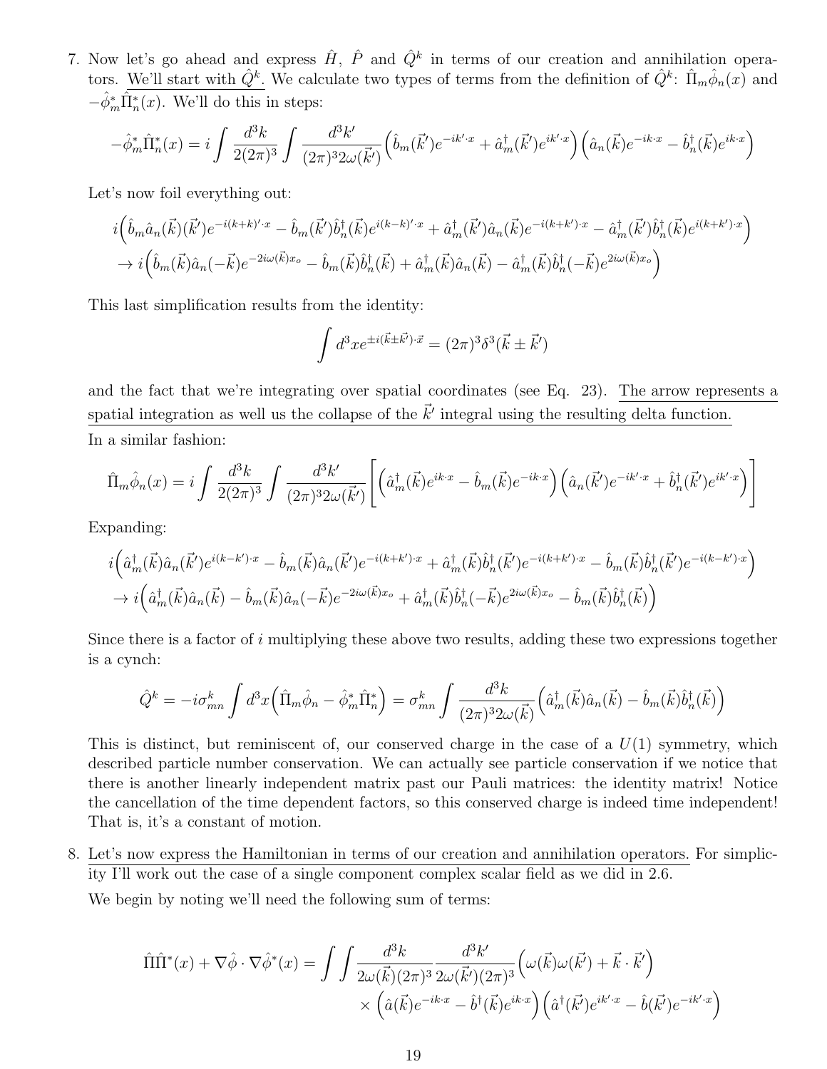7. Now let's go ahead and express $\hat{H}$, $\hat{P}$ and $\hat{Q}^k$ in terms of our creation and annihilation operators. We'll start with $\hat{Q}^k$. We calculate two types of terms from the definition of $\hat{Q}^k$: $\hat{\Pi}_m\hat{\phi}_n(x)$ and $-\hat{\phi}^*_m\hat{\Pi}^*_n(x)$. We'll do this in steps:

$$-\hat{\phi}^*_m\hat{\Pi}^*_n(x) = i\int \frac{d^3k}{2(2\pi)^3}\int \frac{d^3k'}{(2\pi)^3 2\omega(\vec{k}')}\Big(\hat{b}_m(\vec{k}')e^{-ik'\cdot x} + \hat{a}^\dagger_m(\vec{k}')e^{ik'\cdot x}\Big)\Big(\hat{a}_n(\vec{k})e^{-ik\cdot x} - \hat{b}^\dagger_n(\vec{k})e^{ik\cdot x}\Big)$$

Let's now foil everything out:

$$i\Big(\hat{b}_m\hat{a}_n(\vec{k})(\vec{k}')e^{-i(k+k)'\cdot x} - \hat{b}_m(\vec{k}')\hat{b}^\dagger_n(\vec{k})e^{i(k-k)'\cdot x} + \hat{a}^\dagger_m(\vec{k}')\hat{a}_n(\vec{k})e^{-i(k+k')\cdot x} - \hat{a}^\dagger_m(\vec{k}')\hat{b}^\dagger_n(\vec{k})e^{i(k+k')\cdot x}\Big)$$
$$\to i\Big(\hat{b}_m(\vec{k})\hat{a}_n(-\vec{k})e^{-2i\omega(\vec{k})x_o} - \hat{b}_m(\vec{k})\hat{b}^\dagger_n(\vec{k}) + \hat{a}^\dagger_m(\vec{k})\hat{a}_n(\vec{k}) - \hat{a}^\dagger_m(\vec{k})\hat{b}^\dagger_n(-\vec{k})e^{2i\omega(\vec{k})x_o}\Big)$$

This last simplification results from the identity:

$$\int d^3x e^{\pm i(\vec{k}\pm\vec{k}')\cdot\vec{x}} = (2\pi)^3\delta^3(\vec{k}\pm\vec{k}')$$

and the fact that we're integrating over spatial coordinates (see Eq. 23). The arrow represents a spatial integration as well us the collapse of the $\vec{k}'$ integral using the resulting delta function.

In a similar fashion:

$$\hat{\Pi}_m\hat{\phi}_n(x) = i\int \frac{d^3k}{2(2\pi)^3}\int \frac{d^3k'}{(2\pi)^3 2\omega(\vec{k}')}\bigg[\Big(\hat{a}^\dagger_m(\vec{k})e^{ik\cdot x} - \hat{b}_m(\vec{k})e^{-ik\cdot x}\Big)\Big(\hat{a}_n(\vec{k}')e^{-ik'\cdot x} + \hat{b}^\dagger_n(\vec{k}')e^{ik'\cdot x}\Big)\bigg]$$

Expanding:

$$i\Big(\hat{a}^\dagger_m(\vec{k})\hat{a}_n(\vec{k}')e^{i(k-k')\cdot x} - \hat{b}_m(\vec{k})\hat{a}_n(\vec{k}')e^{-i(k+k')\cdot x} + \hat{a}^\dagger_m(\vec{k})\hat{b}^\dagger_n(\vec{k}')e^{-i(k+k')\cdot x} - \hat{b}_m(\vec{k})\hat{b}^\dagger_n(\vec{k}')e^{-i(k-k')\cdot x}\Big)$$
$$\to i\Big(\hat{a}^\dagger_m(\vec{k})\hat{a}_n(\vec{k}) - \hat{b}_m(\vec{k})\hat{a}_n(-\vec{k})e^{-2i\omega(\vec{k})x_o} + \hat{a}^\dagger_m(\vec{k})\hat{b}^\dagger_n(-\vec{k})e^{2i\omega(\vec{k})x_o} - \hat{b}_m(\vec{k})\hat{b}^\dagger_n(\vec{k})\Big)$$

Since there is a factor of $i$ multiplying these above two results, adding these two expressions together is a cynch:

$$\hat{Q}^k = -i\sigma^k_{mn}\int d^3x\Big(\hat{\Pi}_m\hat{\phi}_n - \hat{\phi}^*_m\hat{\Pi}^*_n\Big) = \sigma^k_{mn}\int \frac{d^3k}{(2\pi)^3 2\omega(\vec{k})}\Big(\hat{a}^\dagger_m(\vec{k})\hat{a}_n(\vec{k}) - \hat{b}_m(\vec{k})\hat{b}^\dagger_n(\vec{k})\Big)$$

This is distinct, but reminiscent of, our conserved charge in the case of a $U(1)$ symmetry, which described particle number conservation. We can actually see particle conservation if we notice that there is another linearly independent matrix past our Pauli matrices: the identity matrix! Notice the cancellation of the time dependent factors, so this conserved charge is indeed time independent! That is, it's a constant of motion.

8. Let's now express the Hamiltonian in terms of our creation and annihilation operators. For simplicity I'll work out the case of a single component complex scalar field as we did in 2.6.

We begin by noting we'll need the following sum of terms:

$$\hat{\Pi}\hat{\Pi}^*(x) + \nabla\hat{\phi}\cdot\nabla\hat{\phi}^*(x) = \int\int \frac{d^3k}{2\omega(\vec{k})(2\pi)^3}\frac{d^3k'}{2\omega(\vec{k}')(2\pi)^3}\Big(\omega(\vec{k})\omega(\vec{k}') + \vec{k}\cdot\vec{k}'\Big)$$
$$\times\Big(\hat{a}(\vec{k})e^{-ik\cdot x} - \hat{b}^\dagger(\vec{k})e^{ik\cdot x}\Big)\Big(\hat{a}^\dagger(\vec{k}')e^{ik'\cdot x} - \hat{b}(\vec{k}')e^{-ik'\cdot x}\Big)$$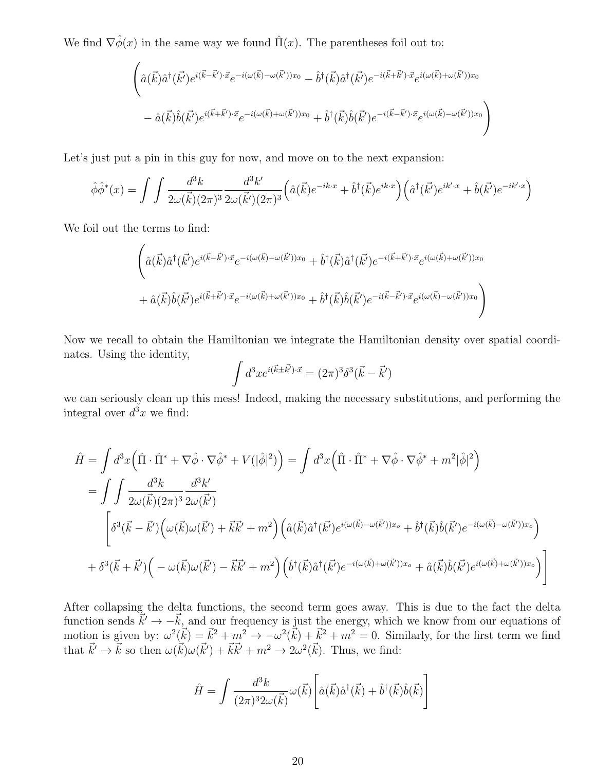We find $\nabla\hat{\phi}(x)$ in the same way we found $\hat{\Pi}(x)$. The parentheses foil out to:

$$\Bigg(\hat{a}(\vec{k})\hat{a}^\dagger(\vec{k'})e^{i(\vec{k}-\vec{k'})\cdot\vec{x}}e^{-i(\omega(\vec{k})-\omega(\vec{k'}))x_0} - \hat{b}^\dagger(\vec{k})\hat{a}^\dagger(\vec{k'})e^{-i(\vec{k}+\vec{k'})\cdot\vec{x}}e^{i(\omega(\vec{k})+\omega(\vec{k'}))x_0}$$
$$- \hat{a}(\vec{k})\hat{b}(\vec{k'})e^{i(\vec{k}+\vec{k'})\cdot\vec{x}}e^{-i(\omega(\vec{k})+\omega(\vec{k'}))x_0} + \hat{b}^\dagger(\vec{k})\hat{b}(\vec{k'})e^{-i(\vec{k}-\vec{k'})\cdot\vec{x}}e^{i(\omega(\vec{k})-\omega(\vec{k'}))x_0}\Bigg)$$

Let's just put a pin in this guy for now, and move on to the next expansion:

$$\hat{\phi}\hat{\phi}^*(x) = \int\int \frac{d^3k}{2\omega(\vec{k})(2\pi)^3}\frac{d^3k'}{2\omega(\vec{k'})(2\pi)^3}\Big(\hat{a}(\vec{k})e^{-ik\cdot x} + \hat{b}^\dagger(\vec{k})e^{ik\cdot x}\Big)\Big(\hat{a}^\dagger(\vec{k'})e^{ik'\cdot x} + \hat{b}(\vec{k'})e^{-ik'\cdot x}\Big)$$

We foil out the terms to find:

$$\Bigg(\hat{a}(\vec{k})\hat{a}^\dagger(\vec{k'})e^{i(\vec{k}-\vec{k'})\cdot\vec{x}}e^{-i(\omega(\vec{k})-\omega(\vec{k'}))x_0} + \hat{b}^\dagger(\vec{k})\hat{a}^\dagger(\vec{k'})e^{-i(\vec{k}+\vec{k'})\cdot\vec{x}}e^{i(\omega(\vec{k})+\omega(\vec{k'}))x_0}$$
$$+ \hat{a}(\vec{k})\hat{b}(\vec{k'})e^{i(\vec{k}+\vec{k'})\cdot\vec{x}}e^{-i(\omega(\vec{k})+\omega(\vec{k'}))x_0} + \hat{b}^\dagger(\vec{k})\hat{b}(\vec{k'})e^{-i(\vec{k}-\vec{k'})\cdot\vec{x}}e^{i(\omega(\vec{k})-\omega(\vec{k'}))x_0}\Bigg)$$

Now we recall to obtain the Hamiltonian we integrate the Hamiltonian density over spatial coordinates. Using the identity,

$$\int d^3x e^{i(\vec{k}\pm\vec{k'})\cdot\vec{x}} = (2\pi)^3\delta^3(\vec{k}-\vec{k'})$$

we can seriously clean up this mess! Indeed, making the necessary substitutions, and performing the integral over $d^3x$ we find:

$$\begin{aligned}
\hat{H} &= \int d^3x\Big(\hat{\Pi}\cdot\hat{\Pi}^* + \nabla\hat{\phi}\cdot\nabla\hat{\phi}^* + V(|\hat{\phi}|^2)\Big) = \int d^3x\Big(\hat{\Pi}\cdot\hat{\Pi}^* + \nabla\hat{\phi}\cdot\nabla\hat{\phi}^* + m^2|\hat{\phi}|^2\Big)\\
&= \int\int \frac{d^3k}{2\omega(\vec{k})(2\pi)^3}\frac{d^3k'}{2\omega(\vec{k'})}\\
&\quad\Bigg[\delta^3(\vec{k}-\vec{k'})\Big(\omega(\vec{k})\omega(\vec{k'}) + \vec{k}\vec{k'} + m^2\Big)\Big(\hat{a}(\vec{k})\hat{a}^\dagger(\vec{k'})e^{i(\omega(\vec{k})-\omega(\vec{k'}))x_o} + \hat{b}^\dagger(\vec{k})\hat{b}(\vec{k'})e^{-i(\omega(\vec{k})-\omega(\vec{k'}))x_o}\Big)\\
&\quad + \delta^3(\vec{k}+\vec{k'})\Big(-\omega(\vec{k})\omega(\vec{k'}) - \vec{k}\vec{k'} + m^2\Big)\Big(\hat{b}^\dagger(\vec{k})\hat{a}^\dagger(\vec{k'})e^{-i(\omega(\vec{k})+\omega(\vec{k'}))x_o} + \hat{a}(\vec{k})\hat{b}(\vec{k'})e^{i(\omega(\vec{k})+\omega(\vec{k'}))x_o}\Big)\Bigg]
\end{aligned}$$

After collapsing the delta functions, the second term goes away. This is due to the fact the delta function sends $\vec{k'} \to -\vec{k}$, and our frequency is just the energy, which we know from our equations of motion is given by: $\omega^2(\vec{k}) = \vec{k}^2 + m^2 \to -\omega^2(\vec{k}) + \vec{k}^2 + m^2 = 0$. Similarly, for the first term we find that $\vec{k'} \to \vec{k}$ so then $\omega(\vec{k})\omega(\vec{k'}) + \vec{k}\vec{k'} + m^2 \to 2\omega^2(\vec{k})$. Thus, we find:

$$\hat{H} = \int \frac{d^3k}{(2\pi)^3 2\omega(\vec{k})}\omega(\vec{k})\Big[\hat{a}(\vec{k})\hat{a}^\dagger(\vec{k}) + \hat{b}^\dagger(\vec{k})\hat{b}(\vec{k})\Big]$$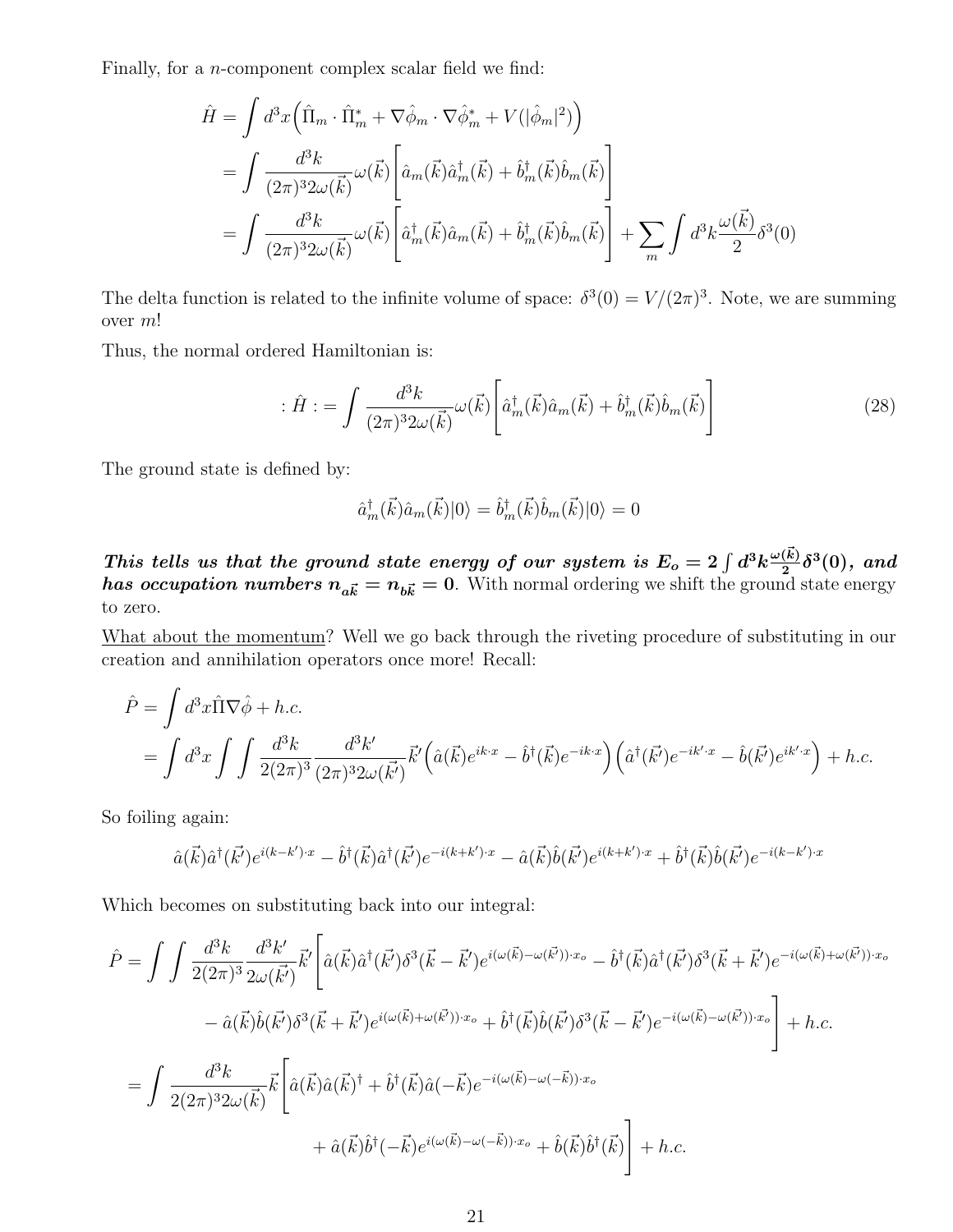Finally, for a $n$-component complex scalar field we find:

$$
\begin{aligned}
\hat{H} &= \int d^3x \Big( \hat{\Pi}_m \cdot \hat{\Pi}^*_m + \nabla \hat{\phi}_m \cdot \nabla \hat{\phi}^*_m + V(|\hat{\phi}_m|^2) \Big) \\
&= \int \frac{d^3k}{(2\pi)^3 2\omega(\vec{k})} \omega(\vec{k}) \Big[ \hat{a}_m(\vec{k}) \hat{a}^\dagger_m(\vec{k}) + \hat{b}^\dagger_m(\vec{k}) \hat{b}_m(\vec{k}) \Big] \\
&= \int \frac{d^3k}{(2\pi)^3 2\omega(\vec{k})} \omega(\vec{k}) \Big[ \hat{a}^\dagger_m(\vec{k}) \hat{a}_m(\vec{k}) + \hat{b}^\dagger_m(\vec{k}) \hat{b}_m(\vec{k}) \Big] + \sum_m \int d^3k \frac{\omega(\vec{k})}{2} \delta^3(0)
\end{aligned}
$$

The delta function is related to the infinite volume of space: $\delta^3(0) = V/(2\pi)^3$. Note, we are summing over $m$!

Thus, the normal ordered Hamiltonian is:

$$
: \hat{H} : = \int \frac{d^3k}{(2\pi)^3 2\omega(\vec{k})} \omega(\vec{k}) \Big[ \hat{a}^\dagger_m(\vec{k}) \hat{a}_m(\vec{k}) + \hat{b}^\dagger_m(\vec{k}) \hat{b}_m(\vec{k}) \Big] \tag{28}
$$

The ground state is defined by:

$$
\hat{a}^\dagger_m(\vec{k}) \hat{a}_m(\vec{k}) |0\rangle = \hat{b}^\dagger_m(\vec{k}) \hat{b}_m(\vec{k}) |0\rangle = 0
$$

***This tells us that the ground state energy of our system is $E_o = 2 \int d^3k \frac{\omega(\vec{k})}{2} \delta^3(0)$, and has occupation numbers $n_{a\vec{k}} = n_{b\vec{k}} = 0$.*** With normal ordering we shift the ground state energy to zero.

What about the momentum? Well we go back through the riveting procedure of substituting in our creation and annihilation operators once more! Recall:

$$
\begin{aligned}
\hat{P} &= \int d^3x \hat{\Pi} \nabla \hat{\phi} + h.c. \\
&= \int d^3x \int \int \frac{d^3k}{2(2\pi)^3} \frac{d^3k'}{(2\pi)^3 2\omega(\vec{k'})} \vec{k'} \Big( \hat{a}(\vec{k}) e^{ik\cdot x} - \hat{b}^\dagger(\vec{k}) e^{-ik\cdot x} \Big) \Big( \hat{a}^\dagger(\vec{k'}) e^{-ik'\cdot x} - \hat{b}(\vec{k'}) e^{ik'\cdot x} \Big) + h.c.
\end{aligned}
$$

So foiling again:

$$
\hat{a}(\vec{k}) \hat{a}^\dagger(\vec{k'}) e^{i(k-k')\cdot x} - \hat{b}^\dagger(\vec{k}) \hat{a}^\dagger(\vec{k'}) e^{-i(k+k')\cdot x} - \hat{a}(\vec{k}) \hat{b}(\vec{k'}) e^{i(k+k')\cdot x} + \hat{b}^\dagger(\vec{k}) \hat{b}(\vec{k'}) e^{-i(k-k')\cdot x}
$$

Which becomes on substituting back into our integral:

$$
\begin{aligned}
\hat{P} = \int \int \frac{d^3k}{2(2\pi)^3} \frac{d^3k'}{2\omega(\vec{k'})} \vec{k'} \Big[ & \hat{a}(\vec{k}) \hat{a}^\dagger(\vec{k'}) \delta^3(\vec{k} - \vec{k'}) e^{i(\omega(\vec{k}) - \omega(\vec{k'}))\cdot x_o} - \hat{b}^\dagger(\vec{k}) \hat{a}^\dagger(\vec{k'}) \delta^3(\vec{k} + \vec{k'}) e^{-i(\omega(\vec{k}) + \omega(\vec{k'}))\cdot x_o} \\
& - \hat{a}(\vec{k}) \hat{b}(\vec{k'}) \delta^3(\vec{k} + \vec{k'}) e^{i(\omega(\vec{k}) + \omega(\vec{k'}))\cdot x_o} + \hat{b}^\dagger(\vec{k}) \hat{b}(\vec{k'}) \delta^3(\vec{k} - \vec{k'}) e^{-i(\omega(\vec{k}) - \omega(\vec{k'}))\cdot x_o} \Big] + h.c. \\
= \int \frac{d^3k}{2(2\pi)^3 2\omega(\vec{k})} \vec{k} \Big[ & \hat{a}(\vec{k}) \hat{a}(\vec{k})^\dagger + \hat{b}^\dagger(\vec{k}) \hat{a}(-\vec{k}) e^{-i(\omega(\vec{k}) - \omega(-\vec{k}))\cdot x_o} \\
& + \hat{a}(\vec{k}) \hat{b}^\dagger(-\vec{k}) e^{i(\omega(\vec{k}) - \omega(-\vec{k}))\cdot x_o} + \hat{b}(\vec{k}) \hat{b}^\dagger(\vec{k}) \Big] + h.c.
\end{aligned}
$$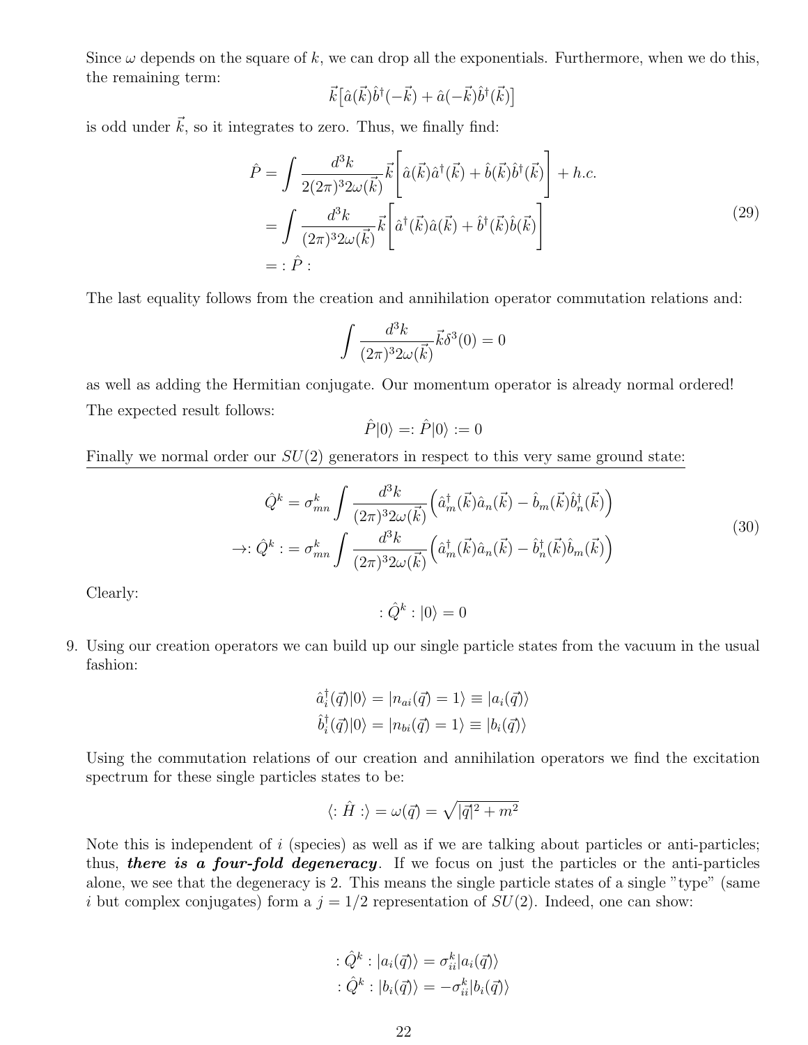Since $\omega$ depends on the square of $k$, we can drop all the exponentials. Furthermore, when we do this, the remaining term:

$$\vec{k}\left[\hat{a}(\vec{k})\hat{b}^{\dagger}(-\vec{k}) + \hat{a}(-\vec{k})\hat{b}^{\dagger}(\vec{k})\right]$$

is odd under $\vec{k}$, so it integrates to zero. Thus, we finally find:

$$\begin{aligned}
\hat{P} &= \int \frac{d^3k}{2(2\pi)^3 2\omega(\vec{k})}\vec{k}\left[\hat{a}(\vec{k})\hat{a}^{\dagger}(\vec{k}) + \hat{b}(\vec{k})\hat{b}^{\dagger}(\vec{k})\right] + h.c. \\
&= \int \frac{d^3k}{(2\pi)^3 2\omega(\vec{k})}\vec{k}\left[\hat{a}^{\dagger}(\vec{k})\hat{a}(\vec{k}) + \hat{b}^{\dagger}(\vec{k})\hat{b}(\vec{k})\right] \\
&= :\hat{P}:
\end{aligned} \tag{29}$$

The last equality follows from the creation and annihilation operator commutation relations and:

$$\int \frac{d^3k}{(2\pi)^3 2\omega(\vec{k})}\vec{k}\delta^3(0) = 0$$

as well as adding the Hermitian conjugate. Our momentum operator is already normal ordered! The expected result follows:

$$\hat{P}|0\rangle =: \hat{P}|0\rangle := 0$$

<u>Finally we normal order our $SU(2)$ generators in respect to this very same ground state:</u>

$$\begin{aligned}
\hat{Q}^k &= \sigma^k_{mn}\int \frac{d^3k}{(2\pi)^3 2\omega(\vec{k})}\Big(\hat{a}^{\dagger}_m(\vec{k})\hat{a}_n(\vec{k}) - \hat{b}_m(\vec{k})\hat{b}^{\dagger}_n(\vec{k})\Big) \\
\rightarrow: \hat{Q}^k : &= \sigma^k_{mn}\int \frac{d^3k}{(2\pi)^3 2\omega(\vec{k})}\Big(\hat{a}^{\dagger}_m(\vec{k})\hat{a}_n(\vec{k}) - \hat{b}^{\dagger}_n(\vec{k})\hat{b}_m(\vec{k})\Big)
\end{aligned} \tag{30}$$

Clearly:

$$:\hat{Q}^k:|0\rangle = 0$$

9. Using our creation operators we can build up our single particle states from the vacuum in the usual fashion:

$$\hat{a}^{\dagger}_i(\vec{q})|0\rangle = |n_{ai}(\vec{q}) = 1\rangle \equiv |a_i(\vec{q})\rangle$$
$$\hat{b}^{\dagger}_i(\vec{q})|0\rangle = |n_{bi}(\vec{q}) = 1\rangle \equiv |b_i(\vec{q})\rangle$$

Using the commutation relations of our creation and annihilation operators we find the excitation spectrum for these single particles states to be:

$$\langle : \hat{H} : \rangle = \omega(\vec{q}) = \sqrt{|\vec{q}|^2 + m^2}$$

Note this is independent of $i$ (species) as well as if we are talking about particles or anti-particles; thus, ***there is a four-fold degeneracy***. If we focus on just the particles or the anti-particles alone, we see that the degeneracy is 2. This means the single particle states of a single "type" (same $i$ but complex conjugates) form a $j = 1/2$ representation of $SU(2)$. Indeed, one can show:

$$:\hat{Q}^k:|a_i(\vec{q})\rangle = \sigma^k_{ii}|a_i(\vec{q})\rangle$$
$$:\hat{Q}^k:|b_i(\vec{q})\rangle = -\sigma^k_{ii}|b_i(\vec{q})\rangle$$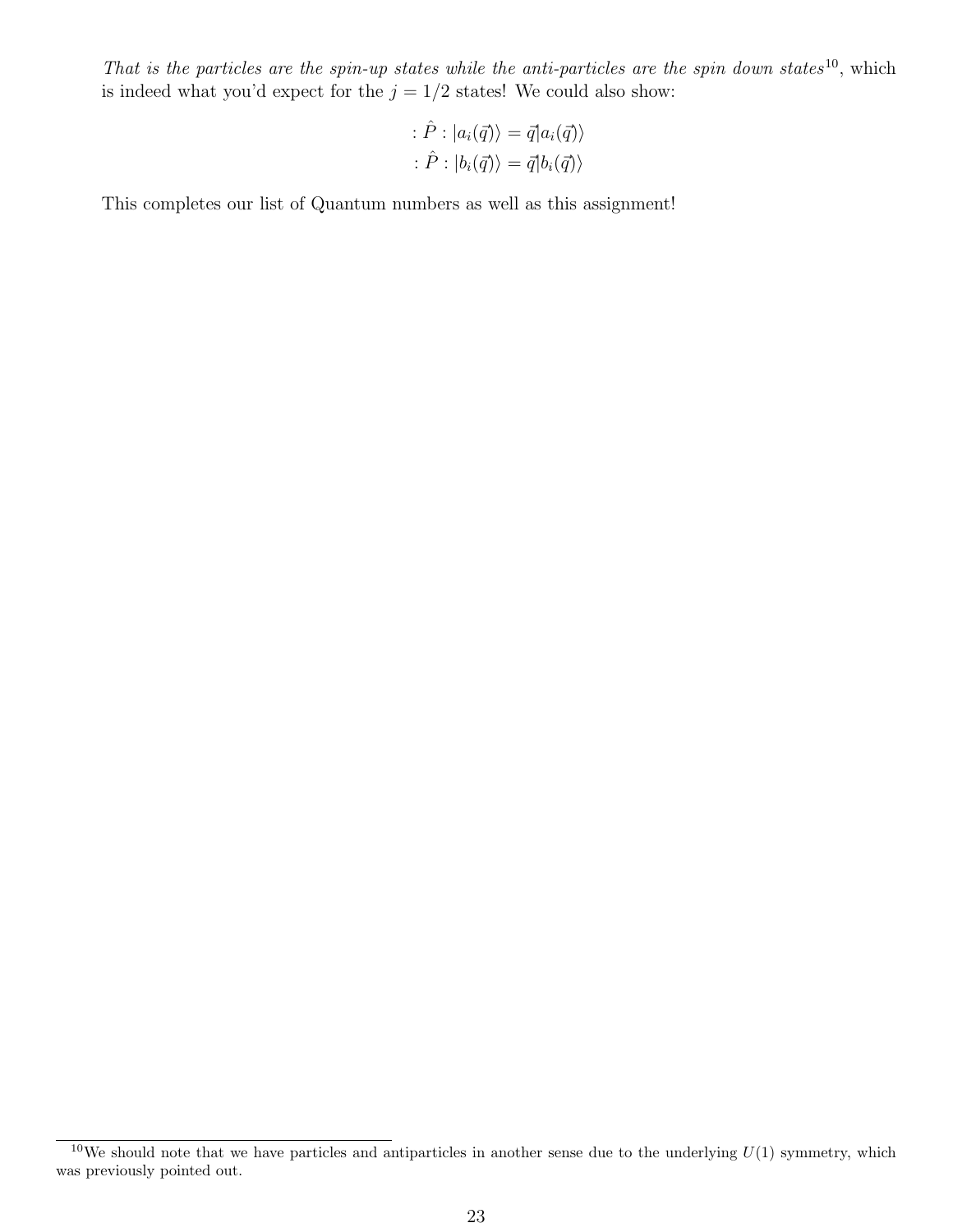*That is the particles are the spin-up states while the anti-particles are the spin down states*[10], which is indeed what you'd expect for the $j = 1/2$ states! We could also show:

$$:\hat{P}: |a_i(\vec{q})\rangle = \vec{q}|a_i(\vec{q})\rangle$$
$$:\hat{P}: |b_i(\vec{q})\rangle = \vec{q}|b_i(\vec{q})\rangle$$

This completes our list of Quantum numbers as well as this assignment!

[10] We should note that we have particles and antiparticles in another sense due to the underlying $U(1)$ symmetry, which was previously pointed out.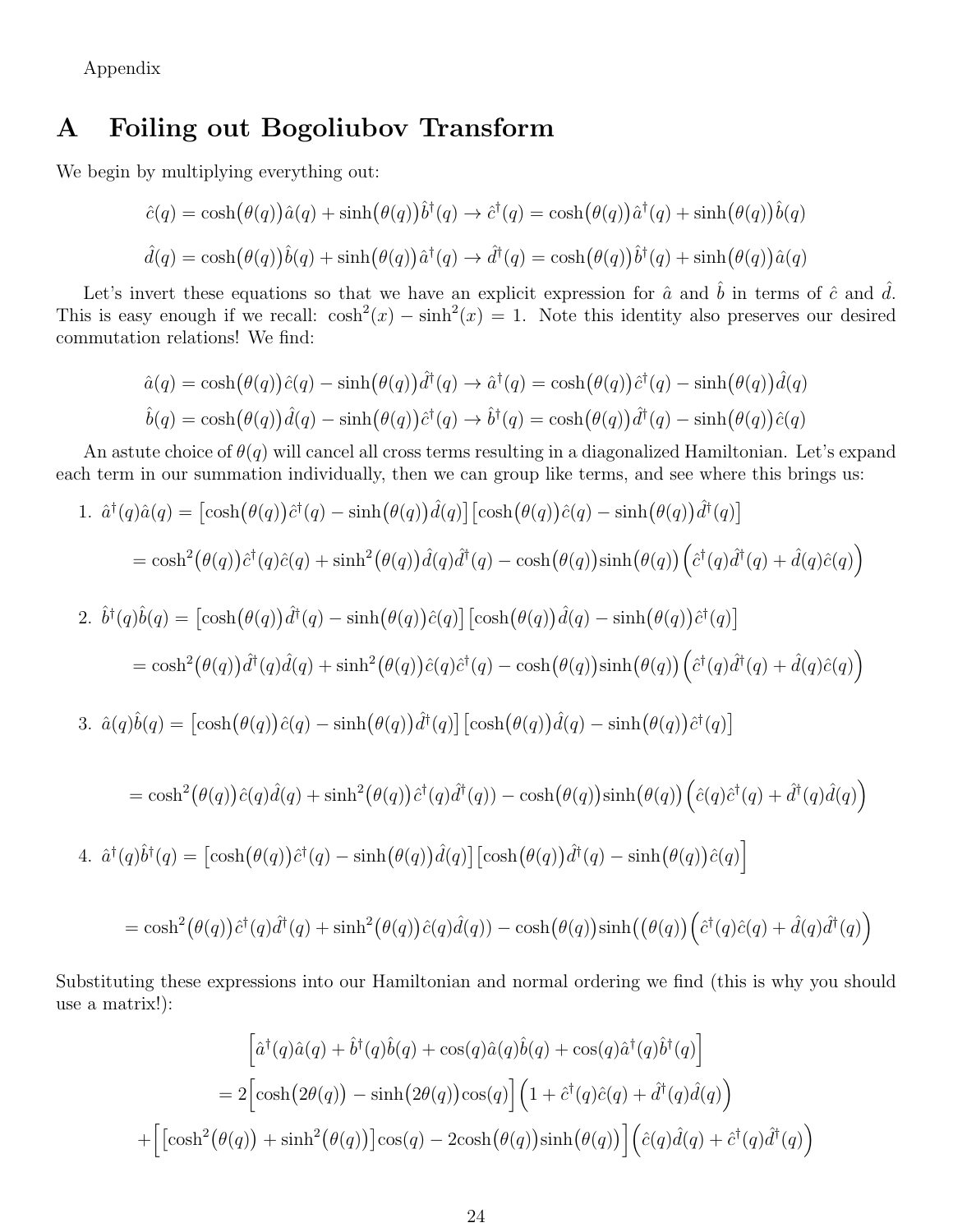Appendix

# A Foiling out Bogoliubov Transform

We begin by multiplying everything out:

$$\hat{c}(q) = \cosh\big(\theta(q)\big)\hat{a}(q) + \sinh\big(\theta(q)\big)\hat{b}^\dagger(q) \rightarrow \hat{c}^\dagger(q) = \cosh\big(\theta(q)\big)\hat{a}^\dagger(q) + \sinh\big(\theta(q)\big)\hat{b}(q)$$

$$\hat{d}(q) = \cosh\big(\theta(q)\big)\hat{b}(q) + \sinh\big(\theta(q)\big)\hat{a}^\dagger(q) \rightarrow \hat{d}^\dagger(q) = \cosh\big(\theta(q)\big)\hat{b}^\dagger(q) + \sinh\big(\theta(q)\big)\hat{a}(q)$$

Let's invert these equations so that we have an explicit expression for $\hat{a}$ and $\hat{b}$ in terms of $\hat{c}$ and $\hat{d}$. This is easy enough if we recall: $\cosh^2(x) - \sinh^2(x) = 1$. Note this identity also preserves our desired commutation relations! We find:

$$\hat{a}(q) = \cosh\big(\theta(q)\big)\hat{c}(q) - \sinh\big(\theta(q)\big)\hat{d}^\dagger(q) \rightarrow \hat{a}^\dagger(q) = \cosh\big(\theta(q)\big)\hat{c}^\dagger(q) - \sinh\big(\theta(q)\big)\hat{d}(q)$$

$$\hat{b}(q) = \cosh\big(\theta(q)\big)\hat{d}(q) - \sinh\big(\theta(q)\big)\hat{c}^\dagger(q) \rightarrow \hat{b}^\dagger(q) = \cosh\big(\theta(q)\big)\hat{d}^\dagger(q) - \sinh\big(\theta(q)\big)\hat{c}(q)$$

An astute choice of $\theta(q)$ will cancel all cross terms resulting in a diagonalized Hamiltonian. Let's expand each term in our summation individually, then we can group like terms, and see where this brings us:

1. $\hat{a}^\dagger(q)\hat{a}(q) = \big[\cosh\big(\theta(q)\big)\hat{c}^\dagger(q) - \sinh\big(\theta(q)\big)\hat{d}(q)\big]\big[\cosh\big(\theta(q)\big)\hat{c}(q) - \sinh\big(\theta(q)\big)\hat{d}^\dagger(q)\big]$

$$= \cosh^2\big(\theta(q)\big)\hat{c}^\dagger(q)\hat{c}(q) + \sinh^2\big(\theta(q)\big)\hat{d}(q)\hat{d}^\dagger(q) - \cosh\big(\theta(q)\big)\sinh\big(\theta(q)\big)\Big(\hat{c}^\dagger(q)\hat{d}^\dagger(q) + \hat{d}(q)\hat{c}(q)\Big)$$

2. $\hat{b}^\dagger(q)\hat{b}(q) = \big[\cosh\big(\theta(q)\big)\hat{d}^\dagger(q) - \sinh\big(\theta(q)\big)\hat{c}(q)\big]\big[\cosh\big(\theta(q)\big)\hat{d}(q) - \sinh\big(\theta(q)\big)\hat{c}^\dagger(q)\big]$

$$= \cosh^2\big(\theta(q)\big)\hat{d}^\dagger(q)\hat{d}(q) + \sinh^2\big(\theta(q)\big)\hat{c}(q)\hat{c}^\dagger(q) - \cosh\big(\theta(q)\big)\sinh\big(\theta(q)\big)\Big(\hat{c}^\dagger(q)\hat{d}^\dagger(q) + \hat{d}(q)\hat{c}(q)\Big)$$

3. $\hat{a}(q)\hat{b}(q) = \big[\cosh\big(\theta(q)\big)\hat{c}(q) - \sinh\big(\theta(q)\big)\hat{d}^\dagger(q)\big]\big[\cosh\big(\theta(q)\big)\hat{d}(q) - \sinh\big(\theta(q)\big)\hat{c}^\dagger(q)\big]$

$$= \cosh^2\big(\theta(q)\big)\hat{c}(q)\hat{d}(q) + \sinh^2\big(\theta(q)\big)\hat{c}^\dagger(q)\hat{d}^\dagger(q)) - \cosh\big(\theta(q)\big)\sinh\big(\theta(q)\big)\Big(\hat{c}(q)\hat{c}^\dagger(q) + \hat{d}^\dagger(q)\hat{d}(q)\Big)$$

4. $\hat{a}^\dagger(q)\hat{b}^\dagger(q) = \big[\cosh\big(\theta(q)\big)\hat{c}^\dagger(q) - \sinh\big(\theta(q)\big)\hat{d}(q)\big]\big[\cosh\big(\theta(q)\big)\hat{d}^\dagger(q) - \sinh\big(\theta(q)\big)\hat{c}(q)\big]$

$$= \cosh^2\big(\theta(q)\big)\hat{c}^\dagger(q)\hat{d}^\dagger(q) + \sinh^2\big(\theta(q)\big)\hat{c}(q)\hat{d}(q)) - \cosh\big(\theta(q)\big)\sinh\big(\big(\theta(q)\big)\Big(\hat{c}^\dagger(q)\hat{c}(q) + \hat{d}(q)\hat{d}^\dagger(q)\Big)$$

Substituting these expressions into our Hamiltonian and normal ordering we find (this is why you should use a matrix!):

$$\Big[\hat{a}^\dagger(q)\hat{a}(q) + \hat{b}^\dagger(q)\hat{b}(q) + \cos(q)\hat{a}(q)\hat{b}(q) + \cos(q)\hat{a}^\dagger(q)\hat{b}^\dagger(q)\Big]$$

$$= 2\Big[\cosh\big(2\theta(q)\big) - \sinh\big(2\theta(q)\big)\cos(q)\Big]\Big(1 + \hat{c}^\dagger(q)\hat{c}(q) + \hat{d}^\dagger(q)\hat{d}(q)\Big)$$

$$+\Big[\big[\cosh^2\big(\theta(q)\big) + \sinh^2\big(\theta(q)\big)\big]\cos(q) - 2\cosh\big(\theta(q)\big)\sinh\big(\theta(q)\big)\Big]\Big(\hat{c}(q)\hat{d}(q) + \hat{c}^\dagger(q)\hat{d}^\dagger(q)\Big)$$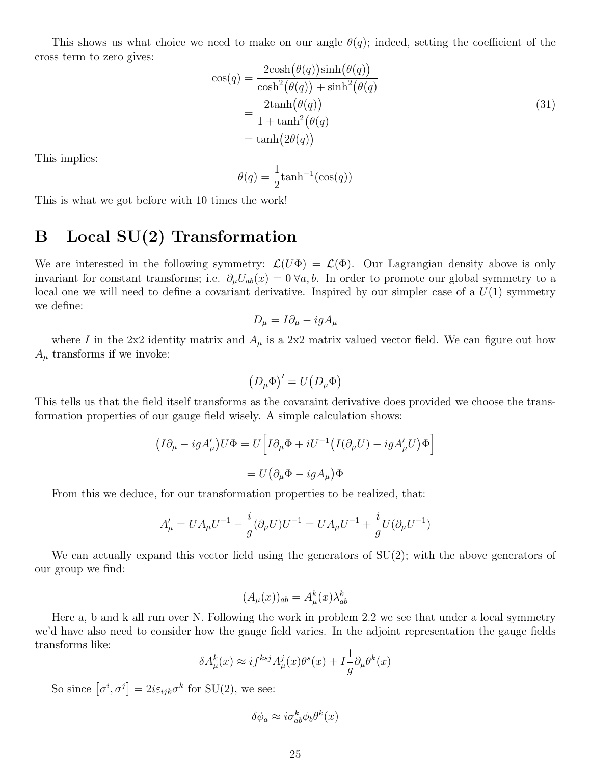This shows us what choice we need to make on our angle $\theta(q)$; indeed, setting the coefficient of the cross term to zero gives:

$$
\begin{aligned}
\cos(q) &= \frac{2\cosh\big(\theta(q)\big)\sinh\big(\theta(q)\big)}{\cosh^2\big(\theta(q)\big)+\sinh^2\big(\theta(q)} \\
&= \frac{2\tanh\big(\theta(q)\big)}{1+\tanh^2\big(\theta(q)} \\
&= \tanh\big(2\theta(q)\big)
\end{aligned}
\tag{31}
$$

This implies:

$$
\theta(q) = \frac{1}{2}\tanh^{-1}(\cos(q))
$$

This is what we got before with 10 times the work!

# B Local SU(2) Transformation

We are interested in the following symmetry: $\mathcal{L}(U\Phi) = \mathcal{L}(\Phi)$. Our Lagrangian density above is only invariant for constant transforms; i.e. $\partial_\mu U_{ab}(x) = 0 \, \forall a, b$. In order to promote our global symmetry to a local one we will need to define a covariant derivative. Inspired by our simpler case of a $U(1)$ symmetry we define:

$$
D_\mu = I\partial_\mu - igA_\mu
$$

where $I$ in the 2x2 identity matrix and $A_\mu$ is a 2x2 matrix valued vector field. We can figure out how $A_\mu$ transforms if we invoke:

$$
\big(D_\mu\Phi\big)' = U\big(D_\mu\Phi\big)
$$

This tells us that the field itself transforms as the covaraint derivative does provided we choose the transformation properties of our gauge field wisely. A simple calculation shows:

$$
\big(I\partial_\mu - igA'_\mu\big)U\Phi = U\Big[I\partial_\mu\Phi + iU^{-1}\big(I(\partial_\mu U) - igA'_\mu U\big)\Phi\Big]
$$

$$
= U\big(\partial_\mu\Phi - igA_\mu\big)\Phi
$$

From this we deduce, for our transformation properties to be realized, that:

$$
A'_\mu = UA_\mu U^{-1} - \frac{i}{g}(\partial_\mu U)U^{-1} = UA_\mu U^{-1} + \frac{i}{g}U(\partial_\mu U^{-1})
$$

We can actually expand this vector field using the generators of SU(2); with the above generators of our group we find:

$$
(A_\mu(x))_{ab} = A^k_\mu(x)\lambda^k_{ab}
$$

Here a, b and k all run over N. Following the work in problem 2.2 we see that under a local symmetry we'd have also need to consider how the gauge field varies. In the adjoint representation the gauge fields transforms like:

$$
\delta A^k_\mu(x) \approx if^{ksj}A^j_\mu(x)\theta^s(x) + I\frac{1}{g}\partial_\mu\theta^k(x)
$$

So since $\left[\sigma^i, \sigma^j\right] = 2i\varepsilon_{ijk}\sigma^k$ for SU(2), we see:

$$
\delta\phi_a \approx i\sigma^k_{ab}\phi_b\theta^k(x)
$$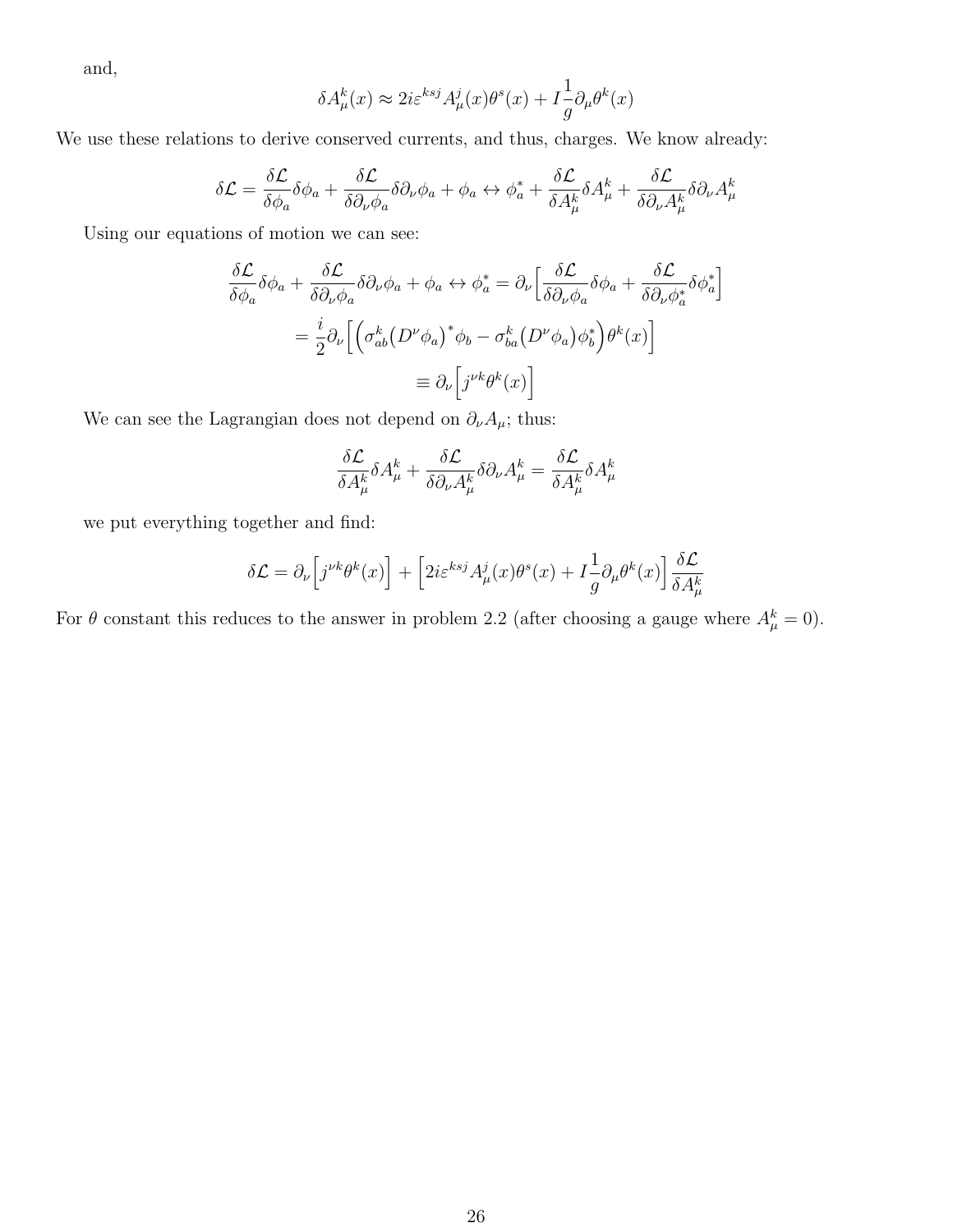and,

$$\delta A_\mu^k(x) \approx 2i\varepsilon^{ksj} A_\mu^j(x)\theta^s(x) + I\frac{1}{g}\partial_\mu\theta^k(x)$$

We use these relations to derive conserved currents, and thus, charges. We know already:

$$\delta\mathcal{L} = \frac{\delta\mathcal{L}}{\delta\phi_a}\delta\phi_a + \frac{\delta\mathcal{L}}{\delta\partial_\nu\phi_a}\delta\partial_\nu\phi_a + \phi_a \leftrightarrow \phi_a^* + \frac{\delta\mathcal{L}}{\delta A_\mu^k}\delta A_\mu^k + \frac{\delta\mathcal{L}}{\delta\partial_\nu A_\mu^k}\delta\partial_\nu A_\mu^k$$

Using our equations of motion we can see:

$$\frac{\delta\mathcal{L}}{\delta\phi_a}\delta\phi_a + \frac{\delta\mathcal{L}}{\delta\partial_\nu\phi_a}\delta\partial_\nu\phi_a + \phi_a \leftrightarrow \phi_a^* = \partial_\nu\Big[\frac{\delta\mathcal{L}}{\delta\partial_\nu\phi_a}\delta\phi_a + \frac{\delta\mathcal{L}}{\delta\partial_\nu\phi_a^*}\delta\phi_a^*\Big]$$

$$= \frac{i}{2}\partial_\nu\Big[\Big(\sigma_{ab}^k\big(D^\nu\phi_a\big)^*\phi_b - \sigma_{ba}^k\big(D^\nu\phi_a\big)\phi_b^*\Big)\theta^k(x)\Big]$$

$$\equiv \partial_\nu\Big[j^{\nu k}\theta^k(x)\Big]$$

We can see the Lagrangian does not depend on $\partial_\nu A_\mu$; thus:

$$\frac{\delta\mathcal{L}}{\delta A_\mu^k}\delta A_\mu^k + \frac{\delta\mathcal{L}}{\delta\partial_\nu A_\mu^k}\delta\partial_\nu A_\mu^k = \frac{\delta\mathcal{L}}{\delta A_\mu^k}\delta A_\mu^k$$

we put everything together and find:

$$\delta\mathcal{L} = \partial_\nu\Big[j^{\nu k}\theta^k(x)\Big] + \Big[2i\varepsilon^{ksj}A_\mu^j(x)\theta^s(x) + I\frac{1}{g}\partial_\mu\theta^k(x)\Big]\frac{\delta\mathcal{L}}{\delta A_\mu^k}$$

For $\theta$ constant this reduces to the answer in problem 2.2 (after choosing a gauge where $A_\mu^k = 0$).